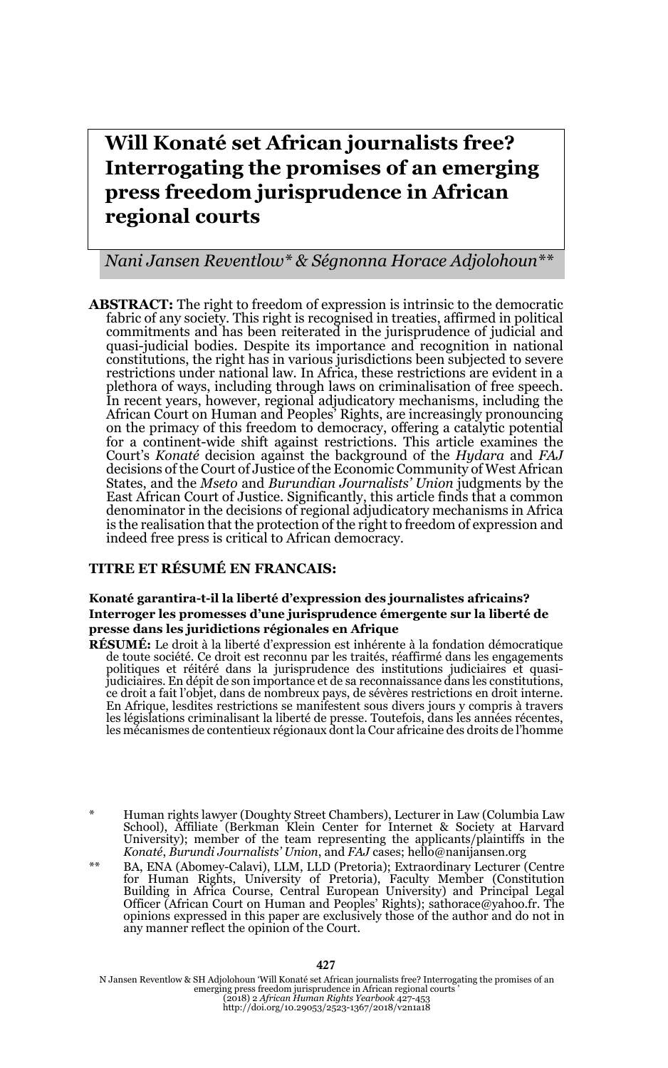# Will Konaté set African journalists free? Interrogating the promises of an emerging press freedom jurisprudence in African regional courts

*Nani Jansen Reventlow\* & Ségnonna Horace Adjolohoun\*\**

**ABSTRACT:** The right to freedom of expression is intrinsic to the democratic fabric of any society. This right is recognised in treaties, affirmed in political commitments and has been reiterated in the jurisprudence of judicial and quasi-judicial bodies. Despite its importance and recognition in national constitutions, the right has in various jurisdictions been subjected to severe restrictions under national law. In Africa, these restrictions are evident in a plethora of ways, including through laws on criminalisation of free speech. In recent years, however, regional adjudicatory mechanisms, including the African Court on Human and Peoples' Rights, are increasingly pronouncing on the primacy of this freedom to democracy, offering a catalytic potential for a continent-wide shift against restrictions. This article examines the Court's *Konaté* decision against the background of the *Hydara* and *FAJ* decisions of the Court of Justice of the Economic Community of West African States, and the *Mseto* and *Burundian Journalists' Union* judgments by the East African Court of Justice. Significantly, this article finds that a common denominator in the decisions of regional adjudicatory mechanisms in Africa is the realisation that the protection of the right to freedom of expression and indeed free press is critical to African democracy.

**TITRE ET RÉSUMÉ EN FRANCAIS:**

**Konaté garantira-t-il la liberté d'expression des journalistes africains? Interroger les promesses d'une jurisprudence émergente sur la liberté de presse dans les juridictions régionales en Afrique**

**RÉSUMÉ:** Le droit à la liberté d'expression est inhérente à la fondation démocratique de toute société. Ce droit est reconnu par les traités, réaffirmé dans les engagements politiques et réitéré dans la jurisprudence des institutions judiciaires et quasi-judiciaires. En dépit de son importance et de sa reconnaissance dans les constitutions, ce droit a fait l'objet, dans de nombreux pays, de sévères restrictions en droit interne. En Afrique, lesdites restrictions se manifestent sous divers jours y compris à travers les législations criminalisant la liberté de presse. Toutefois, dans les années récentes, les mécanismes de contentieux régionaux dont la Cour africaine des droits de l'homme

\* Human rights lawyer (Doughty Street Chambers), Lecturer in Law (Columbia Law School), Affiliate (Berkman Klein Center for Internet & Society at Harvard University); member of the team representing the applicants/plaintiffs in the *Konaté*, *Burundi Journalists' Union*, and *FAJ* cases; hello@nanijansen.org

\*\* BA, ENA (Abomey-Calavi), LLM, LLD (Pretoria); Extraordinary Lecturer (Centre for Human Rights, University of Pretoria), Faculty Member (Constitution Building in Africa Course, Central European University) and Principal Legal Officer (African Court on Human and Peoples' Rights); sathorace@yahoo.fr. The opinions expressed in this paper are exclusively those of the author and do not in any manner reflect the opinion of the Court.

N Jansen Reventlow & SH Adjolohoun 'Will Konaté set African journalists free? Interrogating the promises of an emerging press freedom jurisprudence in African regional courts' (2018) 2 *African Human Rights Yearbook* 427-453
http://doi.org/10.29053/2523-1367/2018/v2n1a18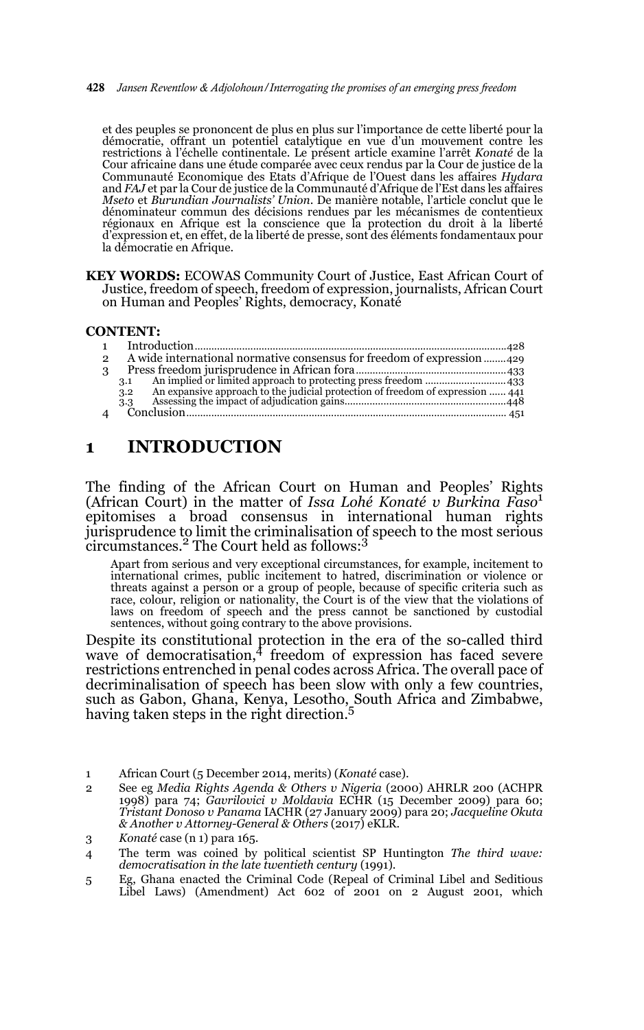et des peuples se prononcent de plus en plus sur l'importance de cette liberté pour la démocratie, offrant un potentiel catalytique en vue d'un mouvement contre les restrictions à l'échelle continentale. Le présent article examine l'arrêt *Konaté* de la Cour africaine dans une étude comparée avec ceux rendus par la Cour de justice de la Communauté Economique des Etats d'Afrique de l'Ouest dans les affaires *Hydara* and *FAJ* et par la Cour de justice de la Communauté d'Afrique de l'Est dans les affaires *Mseto* et *Burundian Journalists' Union*. De manière notable, l'article conclut que le dénominateur commun des décisions rendues par les mécanismes de contentieux régionaux en Afrique est la conscience que la protection du droit à la liberté d'expression et, en effet, de la liberté de presse, sont des éléments fondamentaux pour la démocratie en Afrique.

**KEY WORDS:** ECOWAS Community Court of Justice, East African Court of Justice, freedom of speech, freedom of expression, journalists, African Court on Human and Peoples' Rights, democracy, Konaté

**CONTENT:**

1 Introduction ... 428
2 A wide international normative consensus for freedom of expression ... 429
3 Press freedom jurisprudence in African fora ... 433
 3.1 An implied or limited approach to protecting press freedom ... 433
 3.2 An expansive approach to the judicial protection of freedom of expression ... 441
 3.3 Assessing the impact of adjudication gains ... 448
4 Conclusion ... 451

# 1 INTRODUCTION

The finding of the African Court on Human and Peoples' Rights (African Court) in the matter of *Issa Lohé Konaté v Burkina Faso*[1] epitomises a broad consensus in international human rights jurisprudence to limit the criminalisation of speech to the most serious circumstances.[2] The Court held as follows:[3]

> Apart from serious and very exceptional circumstances, for example, incitement to international crimes, public incitement to hatred, discrimination or violence or threats against a person or a group of people, because of specific criteria such as race, colour, religion or nationality, the Court is of the view that the violations of laws on freedom of speech and the press cannot be sanctioned by custodial sentences, without going contrary to the above provisions.

Despite its constitutional protection in the era of the so-called third wave of democratisation,[4] freedom of expression has faced severe restrictions entrenched in penal codes across Africa. The overall pace of decriminalisation of speech has been slow with only a few countries, such as Gabon, Ghana, Kenya, Lesotho, South Africa and Zimbabwe, having taken steps in the right direction.[5]

1 African Court (5 December 2014, merits) (*Konaté* case).

2 See eg *Media Rights Agenda & Others v Nigeria* (2000) AHRLR 200 (ACHPR 1998) para 74; *Gavrilovici v Moldavia* ECHR (15 December 2009) para 60; *Tristant Donoso v Panama* IACHR (27 January 2009) para 20; *Jacqueline Okuta & Another v Attorney-General & Others* (2017) eKLR.

3 *Konaté* case (n 1) para 165.

4 The term was coined by political scientist SP Huntington *The third wave: democratisation in the late twentieth century* (1991).

5 Eg, Ghana enacted the Criminal Code (Repeal of Criminal Libel and Seditious Libel Laws) (Amendment) Act 602 of 2001 on 2 August 2001, which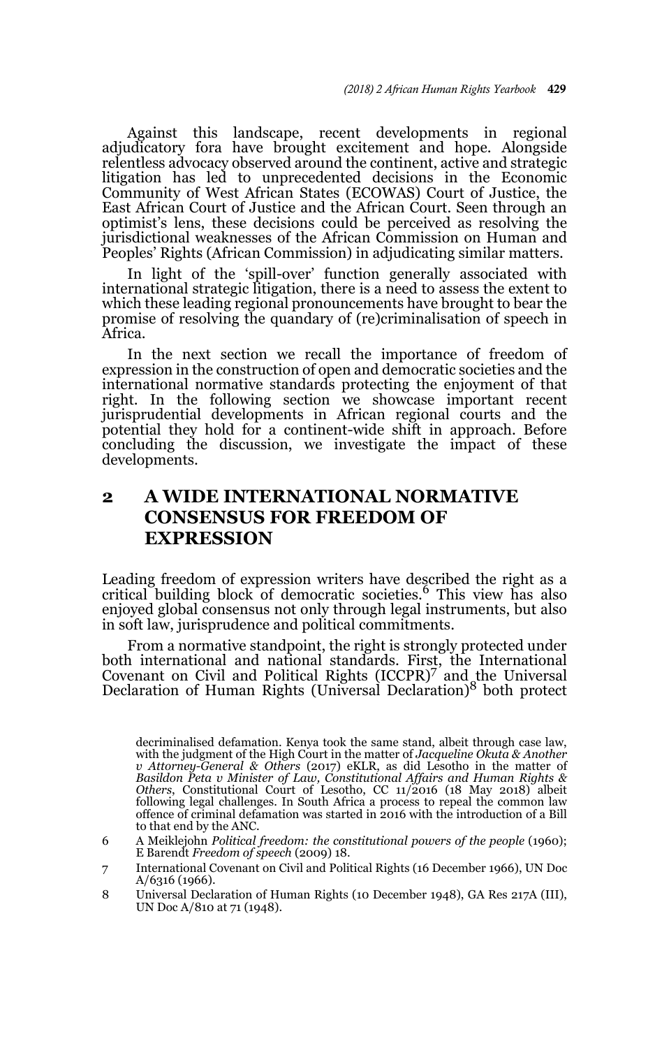Against this landscape, recent developments in regional adjudicatory fora have brought excitement and hope. Alongside relentless advocacy observed around the continent, active and strategic litigation has led to unprecedented decisions in the Economic Community of West African States (ECOWAS) Court of Justice, the East African Court of Justice and the African Court. Seen through an optimist's lens, these decisions could be perceived as resolving the jurisdictional weaknesses of the African Commission on Human and Peoples' Rights (African Commission) in adjudicating similar matters.

In light of the 'spill-over' function generally associated with international strategic litigation, there is a need to assess the extent to which these leading regional pronouncements have brought to bear the promise of resolving the quandary of (re)criminalisation of speech in Africa.

In the next section we recall the importance of freedom of expression in the construction of open and democratic societies and the international normative standards protecting the enjoyment of that right. In the following section we showcase important recent jurisprudential developments in African regional courts and the potential they hold for a continent-wide shift in approach. Before concluding the discussion, we investigate the impact of these developments.

## 2 A WIDE INTERNATIONAL NORMATIVE CONSENSUS FOR FREEDOM OF EXPRESSION

Leading freedom of expression writers have described the right as a critical building block of democratic societies.[6] This view has also enjoyed global consensus not only through legal instruments, but also in soft law, jurisprudence and political commitments.

From a normative standpoint, the right is strongly protected under both international and national standards. First, the International Covenant on Civil and Political Rights (ICCPR)[7] and the Universal Declaration of Human Rights (Universal Declaration)[8] both protect

decriminalised defamation. Kenya took the same stand, albeit through case law, with the judgment of the High Court in the matter of *Jacqueline Okuta & Another v Attorney-General & Others* (2017) eKLR, as did Lesotho in the matter of *Basildon Peta v Minister of Law, Constitutional Affairs and Human Rights & Others*, Constitutional Court of Lesotho, CC 11/2016 (18 May 2018) albeit following legal challenges. In South Africa a process to repeal the common law offence of criminal defamation was started in 2016 with the introduction of a Bill to that end by the ANC.

6 A Meiklejohn *Political freedom: the constitutional powers of the people* (1960); E Barendt *Freedom of speech* (2009) 18.

7 International Covenant on Civil and Political Rights (16 December 1966), UN Doc A/6316 (1966).

8 Universal Declaration of Human Rights (10 December 1948), GA Res 217A (III), UN Doc A/810 at 71 (1948).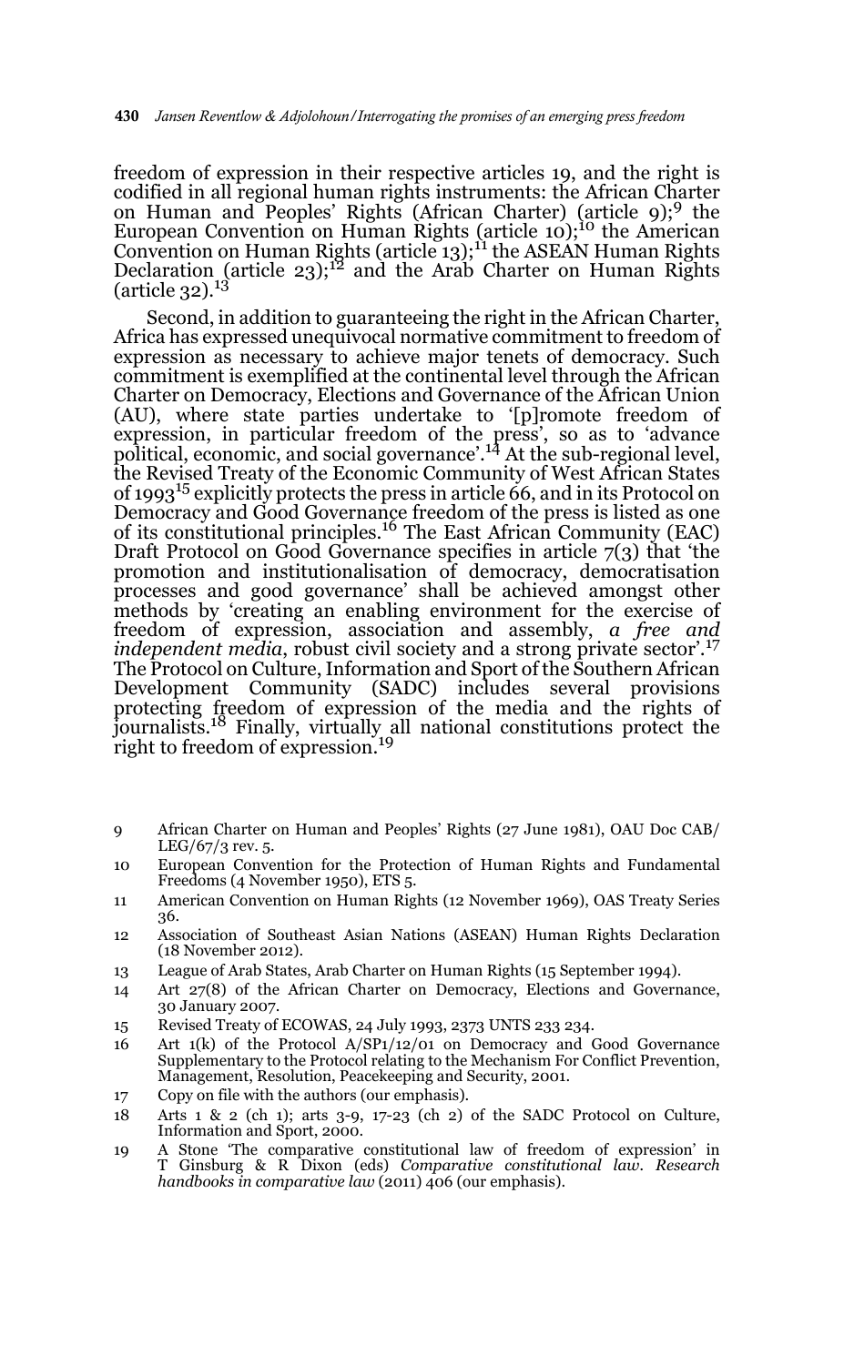freedom of expression in their respective articles 19, and the right is codified in all regional human rights instruments: the African Charter on Human and Peoples' Rights (African Charter) (article 9);[9] the European Convention on Human Rights (article 10);[10] the American Convention on Human Rights (article 13);[11] the ASEAN Human Rights Declaration (article 23);[12] and the Arab Charter on Human Rights (article 32).[13]

Second, in addition to guaranteeing the right in the African Charter, Africa has expressed unequivocal normative commitment to freedom of expression as necessary to achieve major tenets of democracy. Such commitment is exemplified at the continental level through the African Charter on Democracy, Elections and Governance of the African Union (AU), where state parties undertake to '[p]romote freedom of expression, in particular freedom of the press', so as to 'advance political, economic, and social governance'.[14] At the sub-regional level, the Revised Treaty of the Economic Community of West African States of 1993[15] explicitly protects the press in article 66, and in its Protocol on Democracy and Good Governance freedom of the press is listed as one of its constitutional principles.[16] The East African Community (EAC) Draft Protocol on Good Governance specifies in article 7(3) that 'the promotion and institutionalisation of democracy, democratisation processes and good governance' shall be achieved amongst other methods by 'creating an enabling environment for the exercise of freedom of expression, association and assembly, *a free and independent media*, robust civil society and a strong private sector'.[17] The Protocol on Culture, Information and Sport of the Southern African Development Community (SADC) includes several provisions protecting freedom of expression of the media and the rights of journalists.[18] Finally, virtually all national constitutions protect the right to freedom of expression.[19]

---

9 African Charter on Human and Peoples' Rights (27 June 1981), OAU Doc CAB/LEG/67/3 rev. 5.

10 European Convention for the Protection of Human Rights and Fundamental Freedoms (4 November 1950), ETS 5.

11 American Convention on Human Rights (12 November 1969), OAS Treaty Series 36.

12 Association of Southeast Asian Nations (ASEAN) Human Rights Declaration (18 November 2012).

13 League of Arab States, Arab Charter on Human Rights (15 September 1994).

14 Art 27(8) of the African Charter on Democracy, Elections and Governance, 30 January 2007.

15 Revised Treaty of ECOWAS, 24 July 1993, 2373 UNTS 233 234.

16 Art 1(k) of the Protocol A/SP1/12/01 on Democracy and Good Governance Supplementary to the Protocol relating to the Mechanism For Conflict Prevention, Management, Resolution, Peacekeeping and Security, 2001.

17 Copy on file with the authors (our emphasis).

18 Arts 1 & 2 (ch 1); arts 3-9, 17-23 (ch 2) of the SADC Protocol on Culture, Information and Sport, 2000.

19 A Stone 'The comparative constitutional law of freedom of expression' in T Ginsburg & R Dixon (eds) *Comparative constitutional law. Research handbooks in comparative law* (2011) 406 (our emphasis).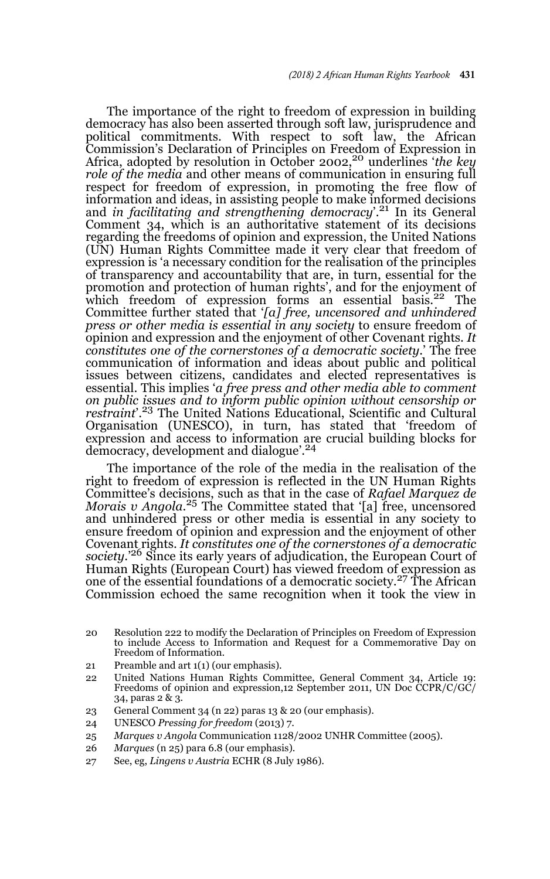The importance of the right to freedom of expression in building democracy has also been asserted through soft law, jurisprudence and political commitments. With respect to soft law, the African Commission's Declaration of Principles on Freedom of Expression in Africa, adopted by resolution in October 2002,[20] underlines '*the key role of the media* and other means of communication in ensuring full respect for freedom of expression, in promoting the free flow of information and ideas, in assisting people to make informed decisions and *in facilitating and strengthening democracy*'.[21] In its General Comment 34, which is an authoritative statement of its decisions regarding the freedoms of opinion and expression, the United Nations (UN) Human Rights Committee made it very clear that freedom of expression is 'a necessary condition for the realisation of the principles of transparency and accountability that are, in turn, essential for the promotion and protection of human rights', and for the enjoyment of which freedom of expression forms an essential basis.[22] The Committee further stated that '*[a] free, uncensored and unhindered press or other media is essential in any society* to ensure freedom of opinion and expression and the enjoyment of other Covenant rights. *It constitutes one of the cornerstones of a democratic society*.' The free communication of information and ideas about public and political issues between citizens, candidates and elected representatives is essential. This implies '*a free press and other media able to comment on public issues and to inform public opinion without censorship or restraint*'.[23] The United Nations Educational, Scientific and Cultural Organisation (UNESCO), in turn, has stated that 'freedom of expression and access to information are crucial building blocks for democracy, development and dialogue'.[24]

The importance of the role of the media in the realisation of the right to freedom of expression is reflected in the UN Human Rights Committee's decisions, such as that in the case of *Rafael Marquez de Morais v Angola*.[25] The Committee stated that '[a] free, uncensored and unhindered press or other media is essential in any society to ensure freedom of opinion and expression and the enjoyment of other Covenant rights. *It constitutes one of the cornerstones of a democratic society*.'[26] Since its early years of adjudication, the European Court of Human Rights (European Court) has viewed freedom of expression as one of the essential foundations of a democratic society.[27] The African Commission echoed the same recognition when it took the view in

20 Resolution 222 to modify the Declaration of Principles on Freedom of Expression to include Access to Information and Request for a Commemorative Day on Freedom of Information.

21 Preamble and art 1(1) (our emphasis).

22 United Nations Human Rights Committee, General Comment 34, Article 19: Freedoms of opinion and expression,12 September 2011, UN Doc CCPR/C/GC/34, paras 2 & 3.

23 General Comment 34 (n 22) paras 13 & 20 (our emphasis).

24 UNESCO *Pressing for freedom* (2013) 7.

25 *Marques v Angola* Communication 1128/2002 UNHR Committee (2005).

26 *Marques* (n 25) para 6.8 (our emphasis).

27 See, eg, *Lingens v Austria* ECHR (8 July 1986).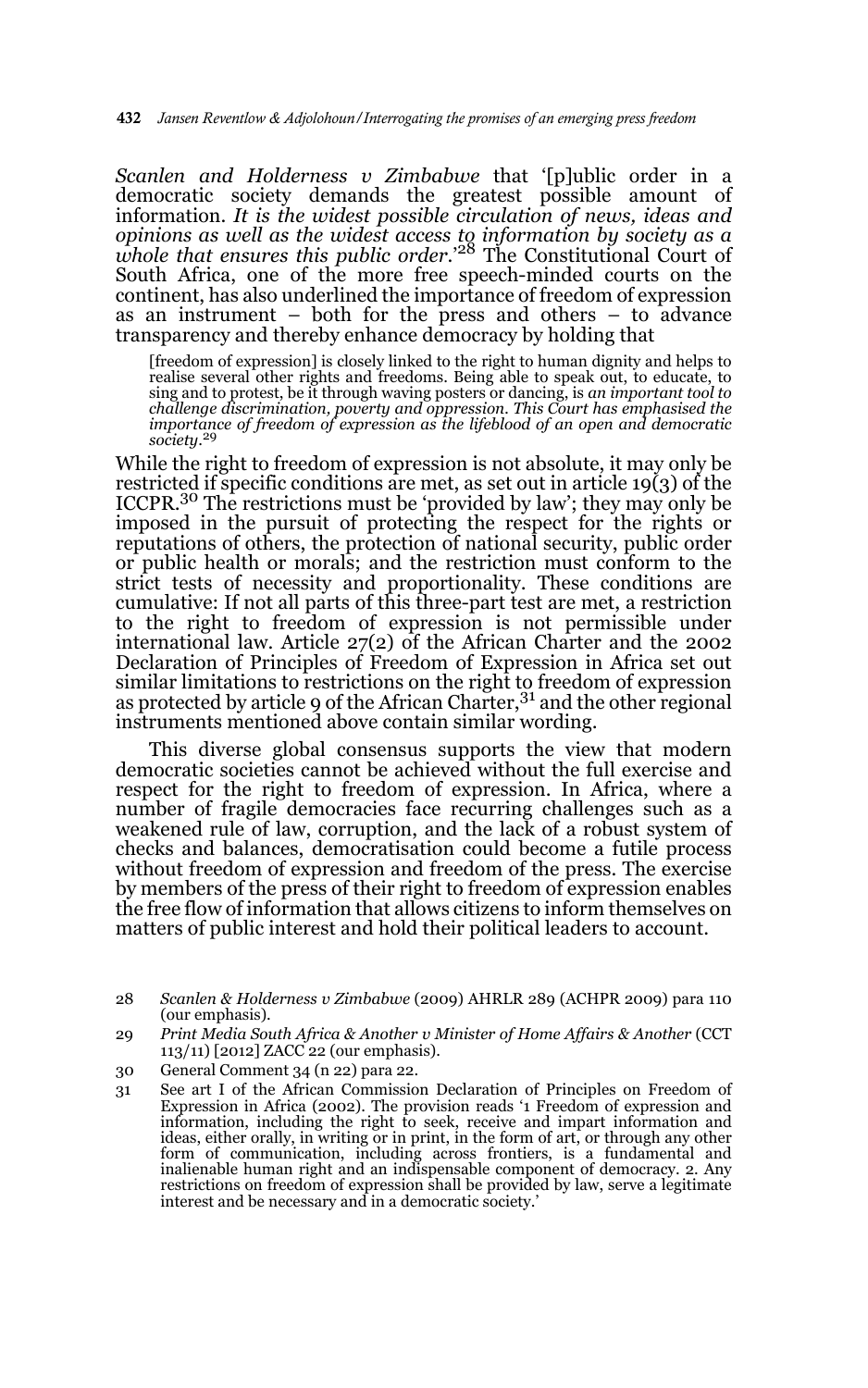*Scanlen and Holderness v Zimbabwe* that '[p]ublic order in a democratic society demands the greatest possible amount of information. *It is the widest possible circulation of news, ideas and opinions as well as the widest access to information by society as a whole that ensures this public order*.'[28] The Constitutional Court of South Africa, one of the more free speech-minded courts on the continent, has also underlined the importance of freedom of expression as an instrument – both for the press and others – to advance transparency and thereby enhance democracy by holding that

> [freedom of expression] is closely linked to the right to human dignity and helps to realise several other rights and freedoms. Being able to speak out, to educate, to sing and to protest, be it through waving posters or dancing, is *an important tool to challenge discrimination, poverty and oppression. This Court has emphasised the importance of freedom of expression as the lifeblood of an open and democratic society*.[29]

While the right to freedom of expression is not absolute, it may only be restricted if specific conditions are met, as set out in article 19(3) of the ICCPR.[30] The restrictions must be 'provided by law'; they may only be imposed in the pursuit of protecting the respect for the rights or reputations of others, the protection of national security, public order or public health or morals; and the restriction must conform to the strict tests of necessity and proportionality. These conditions are cumulative: If not all parts of this three-part test are met, a restriction to the right to freedom of expression is not permissible under international law. Article 27(2) of the African Charter and the 2002 Declaration of Principles of Freedom of Expression in Africa set out similar limitations to restrictions on the right to freedom of expression as protected by article 9 of the African Charter,[31] and the other regional instruments mentioned above contain similar wording.

This diverse global consensus supports the view that modern democratic societies cannot be achieved without the full exercise and respect for the right to freedom of expression. In Africa, where a number of fragile democracies face recurring challenges such as a weakened rule of law, corruption, and the lack of a robust system of checks and balances, democratisation could become a futile process without freedom of expression and freedom of the press. The exercise by members of the press of their right to freedom of expression enables the free flow of information that allows citizens to inform themselves on matters of public interest and hold their political leaders to account.

---

28 *Scanlen & Holderness v Zimbabwe* (2009) AHRLR 289 (ACHPR 2009) para 110 (our emphasis).

29 *Print Media South Africa & Another v Minister of Home Affairs & Another* (CCT 113/11) [2012] ZACC 22 (our emphasis).

30 General Comment 34 (n 22) para 22.

31 See art I of the African Commission Declaration of Principles on Freedom of Expression in Africa (2002). The provision reads '1 Freedom of expression and information, including the right to seek, receive and impart information and ideas, either orally, in writing or in print, in the form of art, or through any other form of communication, including across frontiers, is a fundamental and inalienable human right and an indispensable component of democracy. 2. Any restrictions on freedom of expression shall be provided by law, serve a legitimate interest and be necessary and in a democratic society.'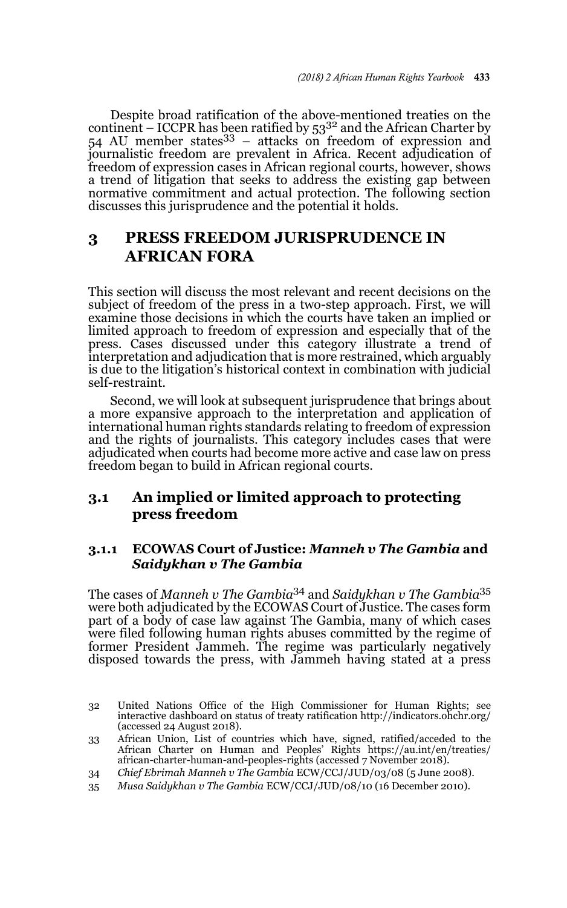Despite broad ratification of the above-mentioned treaties on the continent – ICCPR has been ratified by 53[32] and the African Charter by 54 AU member states[33] – attacks on freedom of expression and journalistic freedom are prevalent in Africa. Recent adjudication of freedom of expression cases in African regional courts, however, shows a trend of litigation that seeks to address the existing gap between normative commitment and actual protection. The following section discusses this jurisprudence and the potential it holds.

## 3 PRESS FREEDOM JURISPRUDENCE IN AFRICAN FORA

This section will discuss the most relevant and recent decisions on the subject of freedom of the press in a two-step approach. First, we will examine those decisions in which the courts have taken an implied or limited approach to freedom of expression and especially that of the press. Cases discussed under this category illustrate a trend of interpretation and adjudication that is more restrained, which arguably is due to the litigation's historical context in combination with judicial self-restraint.

Second, we will look at subsequent jurisprudence that brings about a more expansive approach to the interpretation and application of international human rights standards relating to freedom of expression and the rights of journalists. This category includes cases that were adjudicated when courts had become more active and case law on press freedom began to build in African regional courts.

### 3.1 An implied or limited approach to protecting press freedom

#### 3.1.1 ECOWAS Court of Justice: *Manneh v The Gambia* and *Saidykhan v The Gambia*

The cases of *Manneh v The Gambia*[34] and *Saidykhan v The Gambia*[35] were both adjudicated by the ECOWAS Court of Justice. The cases form part of a body of case law against The Gambia, many of which cases were filed following human rights abuses committed by the regime of former President Jammeh. The regime was particularly negatively disposed towards the press, with Jammeh having stated at a press

---

32 United Nations Office of the High Commissioner for Human Rights; see interactive dashboard on status of treaty ratification http://indicators.ohchr.org/ (accessed 24 August 2018).

33 African Union, List of countries which have, signed, ratified/acceded to the African Charter on Human and Peoples' Rights https://au.int/en/treaties/african-charter-human-and-peoples-rights (accessed 7 November 2018).

34 *Chief Ebrimah Manneh v The Gambia* ECW/CCJ/JUD/03/08 (5 June 2008).

35 *Musa Saidykhan v The Gambia* ECW/CCJ/JUD/08/10 (16 December 2010).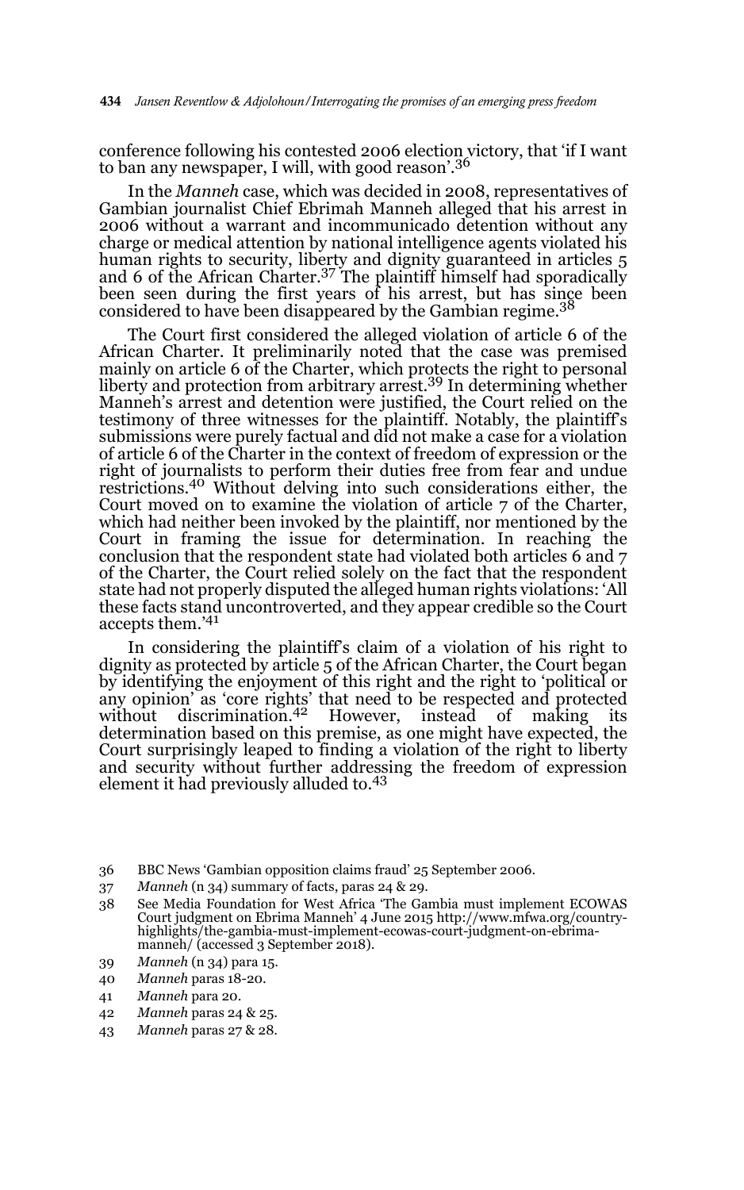conference following his contested 2006 election victory, that 'if I want to ban any newspaper, I will, with good reason'.[36]

In the *Manneh* case, which was decided in 2008, representatives of Gambian journalist Chief Ebrimah Manneh alleged that his arrest in 2006 without a warrant and incommunicado detention without any charge or medical attention by national intelligence agents violated his human rights to security, liberty and dignity guaranteed in articles 5 and 6 of the African Charter.[37] The plaintiff himself had sporadically been seen during the first years of his arrest, but has since been considered to have been disappeared by the Gambian regime.[38]

The Court first considered the alleged violation of article 6 of the African Charter. It preliminarily noted that the case was premised mainly on article 6 of the Charter, which protects the right to personal liberty and protection from arbitrary arrest.[39] In determining whether Manneh's arrest and detention were justified, the Court relied on the testimony of three witnesses for the plaintiff. Notably, the plaintiff's submissions were purely factual and did not make a case for a violation of article 6 of the Charter in the context of freedom of expression or the right of journalists to perform their duties free from fear and undue restrictions.[40] Without delving into such considerations either, the Court moved on to examine the violation of article 7 of the Charter, which had neither been invoked by the plaintiff, nor mentioned by the Court in framing the issue for determination. In reaching the conclusion that the respondent state had violated both articles 6 and 7 of the Charter, the Court relied solely on the fact that the respondent state had not properly disputed the alleged human rights violations: 'All these facts stand uncontroverted, and they appear credible so the Court accepts them.'[41]

In considering the plaintiff's claim of a violation of his right to dignity as protected by article 5 of the African Charter, the Court began by identifying the enjoyment of this right and the right to 'political or any opinion' as 'core rights' that need to be respected and protected without discrimination.[42] However, instead of making its determination based on this premise, as one might have expected, the Court surprisingly leaped to finding a violation of the right to liberty and security without further addressing the freedom of expression element it had previously alluded to.[43]

36 BBC News 'Gambian opposition claims fraud' 25 September 2006.

37 *Manneh* (n 34) summary of facts, paras 24 & 29.

38 See Media Foundation for West Africa 'The Gambia must implement ECOWAS Court judgment on Ebrima Manneh' 4 June 2015 http://www.mfwa.org/country-highlights/the-gambia-must-implement-ecowas-court-judgment-on-ebrima-manneh/ (accessed 3 September 2018).

39 *Manneh* (n 34) para 15.

40 *Manneh* paras 18-20.

41 *Manneh* para 20.

42 *Manneh* paras 24 & 25.

43 *Manneh* paras 27 & 28.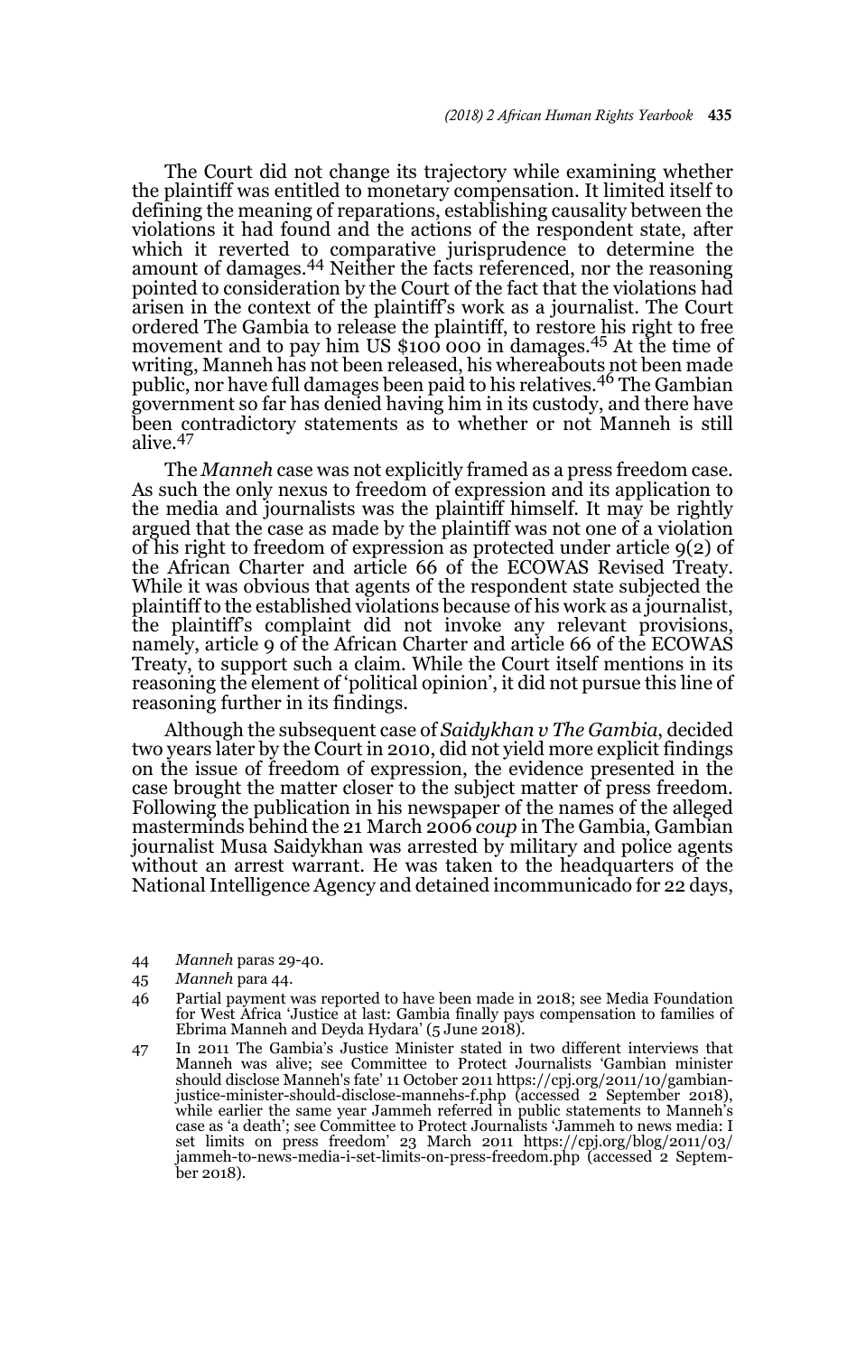The Court did not change its trajectory while examining whether the plaintiff was entitled to monetary compensation. It limited itself to defining the meaning of reparations, establishing causality between the violations it had found and the actions of the respondent state, after which it reverted to comparative jurisprudence to determine the amount of damages.[44] Neither the facts referenced, nor the reasoning pointed to consideration by the Court of the fact that the violations had arisen in the context of the plaintiff's work as a journalist. The Court ordered The Gambia to release the plaintiff, to restore his right to free movement and to pay him US $100 000 in damages.[45] At the time of writing, Manneh has not been released, his whereabouts not been made public, nor have full damages been paid to his relatives.[46] The Gambian government so far has denied having him in its custody, and there have been contradictory statements as to whether or not Manneh is still alive.[47]

The *Manneh* case was not explicitly framed as a press freedom case. As such the only nexus to freedom of expression and its application to the media and journalists was the plaintiff himself. It may be rightly argued that the case as made by the plaintiff was not one of a violation of his right to freedom of expression as protected under article 9(2) of the African Charter and article 66 of the ECOWAS Revised Treaty. While it was obvious that agents of the respondent state subjected the plaintiff to the established violations because of his work as a journalist, the plaintiff's complaint did not invoke any relevant provisions, namely, article 9 of the African Charter and article 66 of the ECOWAS Treaty, to support such a claim. While the Court itself mentions in its reasoning the element of 'political opinion', it did not pursue this line of reasoning further in its findings.

Although the subsequent case of *Saidykhan v The Gambia*, decided two years later by the Court in 2010, did not yield more explicit findings on the issue of freedom of expression, the evidence presented in the case brought the matter closer to the subject matter of press freedom. Following the publication in his newspaper of the names of the alleged masterminds behind the 21 March 2006 *coup* in The Gambia, Gambian journalist Musa Saidykhan was arrested by military and police agents without an arrest warrant. He was taken to the headquarters of the National Intelligence Agency and detained incommunicado for 22 days,

44 *Manneh* paras 29-40.

45 *Manneh* para 44.

46 Partial payment was reported to have been made in 2018; see Media Foundation for West Africa 'Justice at last: Gambia finally pays compensation to families of Ebrima Manneh and Deyda Hydara' (5 June 2018).

47 In 2011 The Gambia's Justice Minister stated in two different interviews that Manneh was alive; see Committee to Protect Journalists 'Gambian minister should disclose Manneh's fate' 11 October 2011 https://cpj.org/2011/10/gambian-justice-minister-should-disclose-mannehs-f.php (accessed 2 September 2018), while earlier the same year Jammeh referred in public statements to Manneh's case as 'a death'; see Committee to Protect Journalists 'Jammeh to news media: I set limits on press freedom' 23 March 2011 https://cpj.org/blog/2011/03/jammeh-to-news-media-i-set-limits-on-press-freedom.php (accessed 2 September 2018).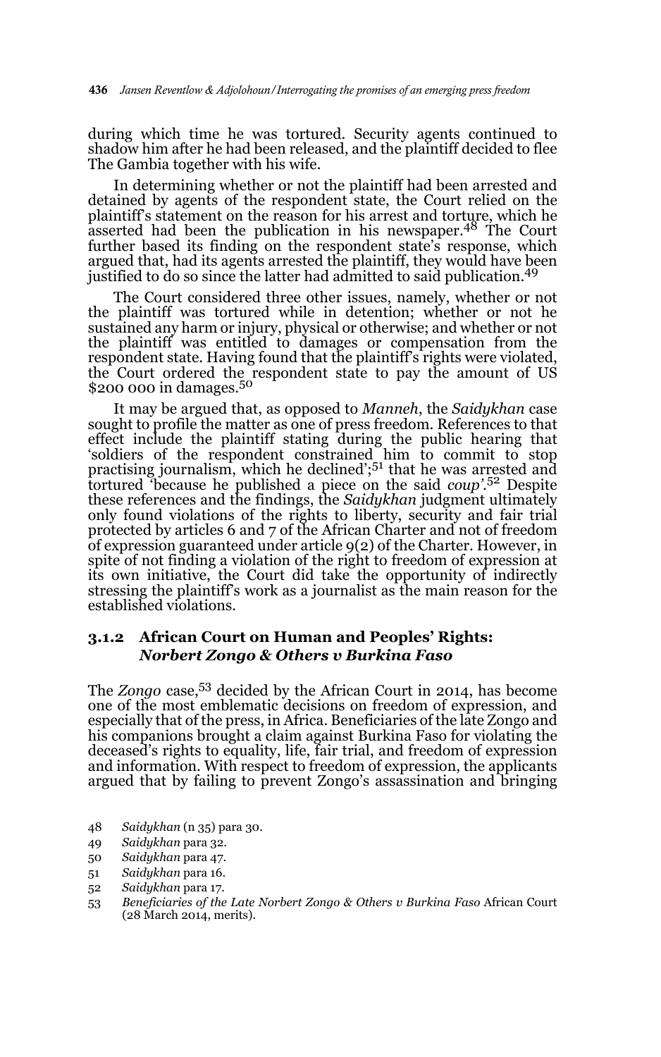during which time he was tortured. Security agents continued to shadow him after he had been released, and the plaintiff decided to flee The Gambia together with his wife.

In determining whether or not the plaintiff had been arrested and detained by agents of the respondent state, the Court relied on the plaintiff's statement on the reason for his arrest and torture, which he asserted had been the publication in his newspaper.[48] The Court further based its finding on the respondent state's response, which argued that, had its agents arrested the plaintiff, they would have been justified to do so since the latter had admitted to said publication.[49]

The Court considered three other issues, namely, whether or not the plaintiff was tortured while in detention; whether or not he sustained any harm or injury, physical or otherwise; and whether or not the plaintiff was entitled to damages or compensation from the respondent state. Having found that the plaintiff's rights were violated, the Court ordered the respondent state to pay the amount of US \$200 000 in damages.[50]

It may be argued that, as opposed to *Manneh*, the *Saidykhan* case sought to profile the matter as one of press freedom. References to that effect include the plaintiff stating during the public hearing that 'soldiers of the respondent constrained him to commit to stop practising journalism, which he declined';[51] that he was arrested and tortured 'because he published a piece on the said *coup*'.[52] Despite these references and the findings, the *Saidykhan* judgment ultimately only found violations of the rights to liberty, security and fair trial protected by articles 6 and 7 of the African Charter and not of freedom of expression guaranteed under article 9(2) of the Charter. However, in spite of not finding a violation of the right to freedom of expression at its own initiative, the Court did take the opportunity of indirectly stressing the plaintiff's work as a journalist as the main reason for the established violations.

### 3.1.2 African Court on Human and Peoples' Rights: *Norbert Zongo & Others v Burkina Faso*

The *Zongo* case,[53] decided by the African Court in 2014, has become one of the most emblematic decisions on freedom of expression, and especially that of the press, in Africa. Beneficiaries of the late Zongo and his companions brought a claim against Burkina Faso for violating the deceased's rights to equality, life, fair trial, and freedom of expression and information. With respect to freedom of expression, the applicants argued that by failing to prevent Zongo's assassination and bringing

48 *Saidykhan* (n 35) para 30.
49 *Saidykhan* para 32.
50 *Saidykhan* para 47.
51 *Saidykhan* para 16.
52 *Saidykhan* para 17.
53 *Beneficiaries of the Late Norbert Zongo & Others v Burkina Faso* African Court (28 March 2014, merits).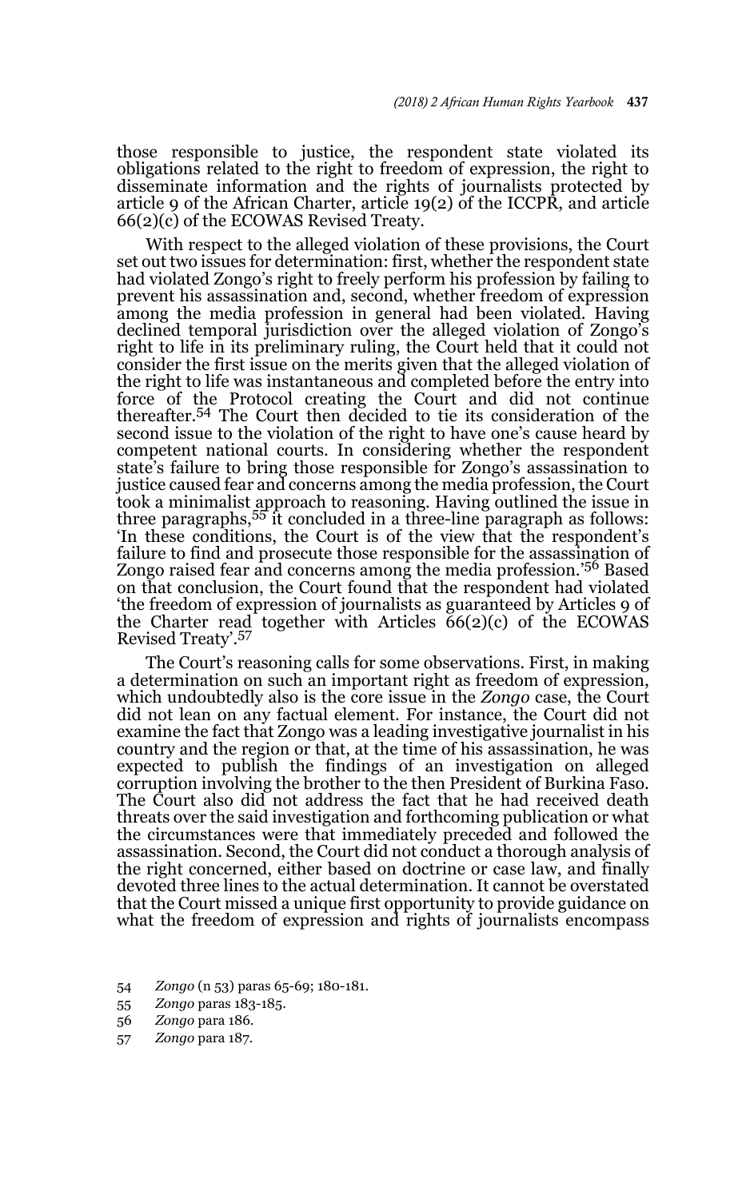those responsible to justice, the respondent state violated its obligations related to the right to freedom of expression, the right to disseminate information and the rights of journalists protected by article 9 of the African Charter, article 19(2) of the ICCPR, and article 66(2)(c) of the ECOWAS Revised Treaty.

With respect to the alleged violation of these provisions, the Court set out two issues for determination: first, whether the respondent state had violated Zongo's right to freely perform his profession by failing to prevent his assassination and, second, whether freedom of expression among the media profession in general had been violated. Having declined temporal jurisdiction over the alleged violation of Zongo's right to life in its preliminary ruling, the Court held that it could not consider the first issue on the merits given that the alleged violation of the right to life was instantaneous and completed before the entry into force of the Protocol creating the Court and did not continue thereafter.[54] The Court then decided to tie its consideration of the second issue to the violation of the right to have one's cause heard by competent national courts. In considering whether the respondent state's failure to bring those responsible for Zongo's assassination to justice caused fear and concerns among the media profession, the Court took a minimalist approach to reasoning. Having outlined the issue in three paragraphs,[55] it concluded in a three-line paragraph as follows: 'In these conditions, the Court is of the view that the respondent's failure to find and prosecute those responsible for the assassination of Zongo raised fear and concerns among the media profession.'[56] Based on that conclusion, the Court found that the respondent had violated 'the freedom of expression of journalists as guaranteed by Articles 9 of the Charter read together with Articles 66(2)(c) of the ECOWAS Revised Treaty'.[57]

The Court's reasoning calls for some observations. First, in making a determination on such an important right as freedom of expression, which undoubtedly also is the core issue in the *Zongo* case, the Court did not lean on any factual element. For instance, the Court did not examine the fact that Zongo was a leading investigative journalist in his country and the region or that, at the time of his assassination, he was expected to publish the findings of an investigation on alleged corruption involving the brother to the then President of Burkina Faso. The Court also did not address the fact that he had received death threats over the said investigation and forthcoming publication or what the circumstances were that immediately preceded and followed the assassination. Second, the Court did not conduct a thorough analysis of the right concerned, either based on doctrine or case law, and finally devoted three lines to the actual determination. It cannot be overstated that the Court missed a unique first opportunity to provide guidance on what the freedom of expression and rights of journalists encompass

54 *Zongo* (n 53) paras 65-69; 180-181.

55 *Zongo* paras 183-185.

56 *Zongo* para 186.

57 *Zongo* para 187.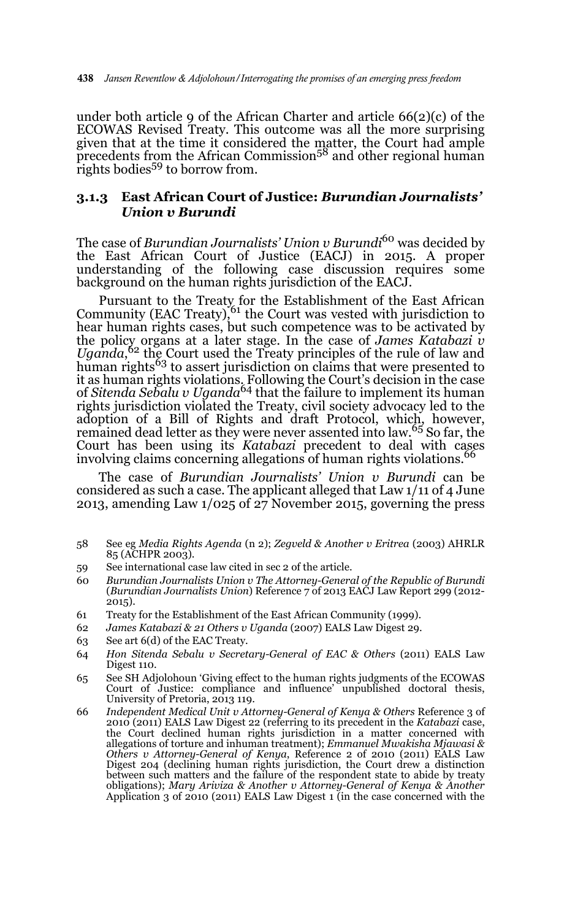under both article 9 of the African Charter and article 66(2)(c) of the ECOWAS Revised Treaty. This outcome was all the more surprising given that at the time it considered the matter, the Court had ample precedents from the African Commission[58] and other regional human rights bodies[59] to borrow from.

### 3.1.3 East African Court of Justice: *Burundian Journalists' Union v Burundi*

The case of *Burundian Journalists' Union v Burundi*[60] was decided by the East African Court of Justice (EACJ) in 2015. A proper understanding of the following case discussion requires some background on the human rights jurisdiction of the EACJ.

Pursuant to the Treaty for the Establishment of the East African Community (EAC Treaty),[61] the Court was vested with jurisdiction to hear human rights cases, but such competence was to be activated by the policy organs at a later stage. In the case of *James Katabazi v Uganda*,[62] the Court used the Treaty principles of the rule of law and human rights[63] to assert jurisdiction on claims that were presented to it as human rights violations. Following the Court's decision in the case of *Sitenda Sebalu v Uganda*[64] that the failure to implement its human rights jurisdiction violated the Treaty, civil society advocacy led to the adoption of a Bill of Rights and draft Protocol, which, however, remained dead letter as they were never assented into law.[65] So far, the Court has been using its *Katabazi* precedent to deal with cases involving claims concerning allegations of human rights violations.[66]

The case of *Burundian Journalists' Union v Burundi* can be considered as such a case. The applicant alleged that Law 1/11 of 4 June 2013, amending Law 1/025 of 27 November 2015, governing the press

58 See eg *Media Rights Agenda* (n 2); *Zegveld & Another v Eritrea* (2003) AHRLR 85 (ACHPR 2003).

59 See international case law cited in sec 2 of the article.

60 *Burundian Journalists Union v The Attorney-General of the Republic of Burundi* (*Burundian Journalists Union*) Reference 7 of 2013 EACJ Law Report 299 (2012-2015).

61 Treaty for the Establishment of the East African Community (1999).

62 *James Katabazi & 21 Others v Uganda* (2007) EALS Law Digest 29.

63 See art 6(d) of the EAC Treaty.

64 *Hon Sitenda Sebalu v Secretary-General of EAC & Others* (2011) EALS Law Digest 110.

65 See SH Adjolohoun 'Giving effect to the human rights judgments of the ECOWAS Court of Justice: compliance and influence' unpublished doctoral thesis, University of Pretoria, 2013 119.

66 *Independent Medical Unit v Attorney-General of Kenya & Others* Reference 3 of 2010 (2011) EALS Law Digest 22 (referring to its precedent in the *Katabazi* case, the Court declined human rights jurisdiction in a matter concerned with allegations of torture and inhuman treatment); *Emmanuel Mwakisha Mjawasi & Others v Attorney-General of Kenya*, Reference 2 of 2010 (2011) EALS Law Digest 204 (declining human rights jurisdiction, the Court drew a distinction between such matters and the failure of the respondent state to abide by treaty obligations); *Mary Ariviza & Another v Attorney-General of Kenya & Another* Application 3 of 2010 (2011) EALS Law Digest 1 (in the case concerned with the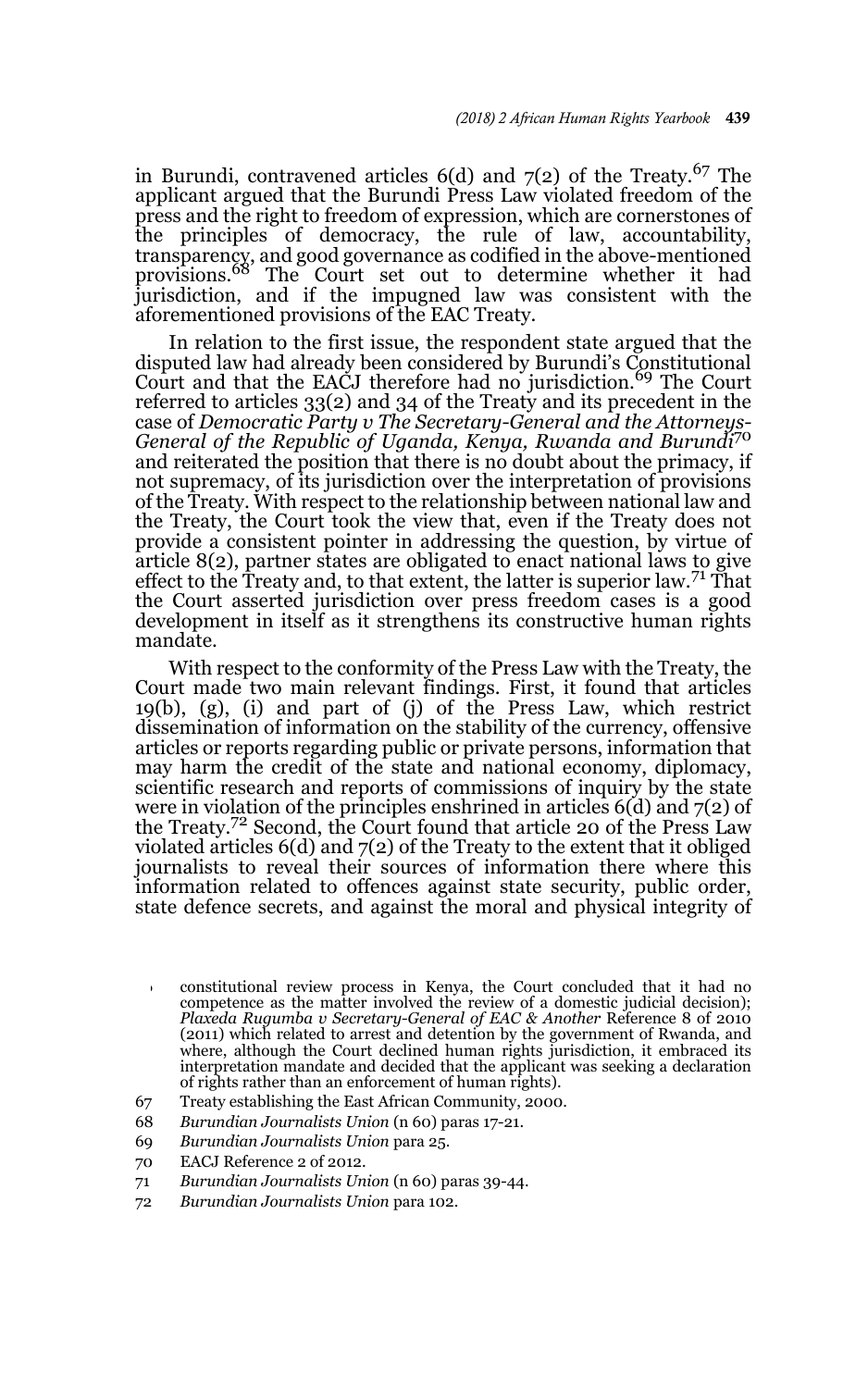in Burundi, contravened articles 6(d) and 7(2) of the Treaty.[67] The applicant argued that the Burundi Press Law violated freedom of the press and the right to freedom of expression, which are cornerstones of the principles of democracy, the rule of law, accountability, transparency, and good governance as codified in the above-mentioned provisions.[68] The Court set out to determine whether it had jurisdiction, and if the impugned law was consistent with the aforementioned provisions of the EAC Treaty.

In relation to the first issue, the respondent state argued that the disputed law had already been considered by Burundi's Constitutional Court and that the EACJ therefore had no jurisdiction.[69] The Court referred to articles 33(2) and 34 of the Treaty and its precedent in the case of *Democratic Party v The Secretary-General and the Attorneys-General of the Republic of Uganda, Kenya, Rwanda and Burundi*[70] and reiterated the position that there is no doubt about the primacy, if not supremacy, of its jurisdiction over the interpretation of provisions of the Treaty. With respect to the relationship between national law and the Treaty, the Court took the view that, even if the Treaty does not provide a consistent pointer in addressing the question, by virtue of article 8(2), partner states are obligated to enact national laws to give effect to the Treaty and, to that extent, the latter is superior law.[71] That the Court asserted jurisdiction over press freedom cases is a good development in itself as it strengthens its constructive human rights mandate.

With respect to the conformity of the Press Law with the Treaty, the Court made two main relevant findings. First, it found that articles 19(b), (g), (i) and part of (j) of the Press Law, which restrict dissemination of information on the stability of the currency, offensive articles or reports regarding public or private persons, information that may harm the credit of the state and national economy, diplomacy, scientific research and reports of commissions of inquiry by the state were in violation of the principles enshrined in articles 6(d) and 7(2) of the Treaty.[72] Second, the Court found that article 20 of the Press Law violated articles 6(d) and 7(2) of the Treaty to the extent that it obliged journalists to reveal their sources of information there where this information related to offences against state security, public order, state defence secrets, and against the moral and physical integrity of

constitutional review process in Kenya, the Court concluded that it had no competence as the matter involved the review of a domestic judicial decision); *Plaxeda Rugumba v Secretary-General of EAC & Another* Reference 8 of 2010 (2011) which related to arrest and detention by the government of Rwanda, and where, although the Court declined human rights jurisdiction, it embraced its interpretation mandate and decided that the applicant was seeking a declaration of rights rather than an enforcement of human rights).

67 Treaty establishing the East African Community, 2000.

68 *Burundian Journalists Union* (n 60) paras 17-21.

69 *Burundian Journalists Union* para 25.

70 EACJ Reference 2 of 2012.

71 *Burundian Journalists Union* (n 60) paras 39-44.

72 *Burundian Journalists Union* para 102.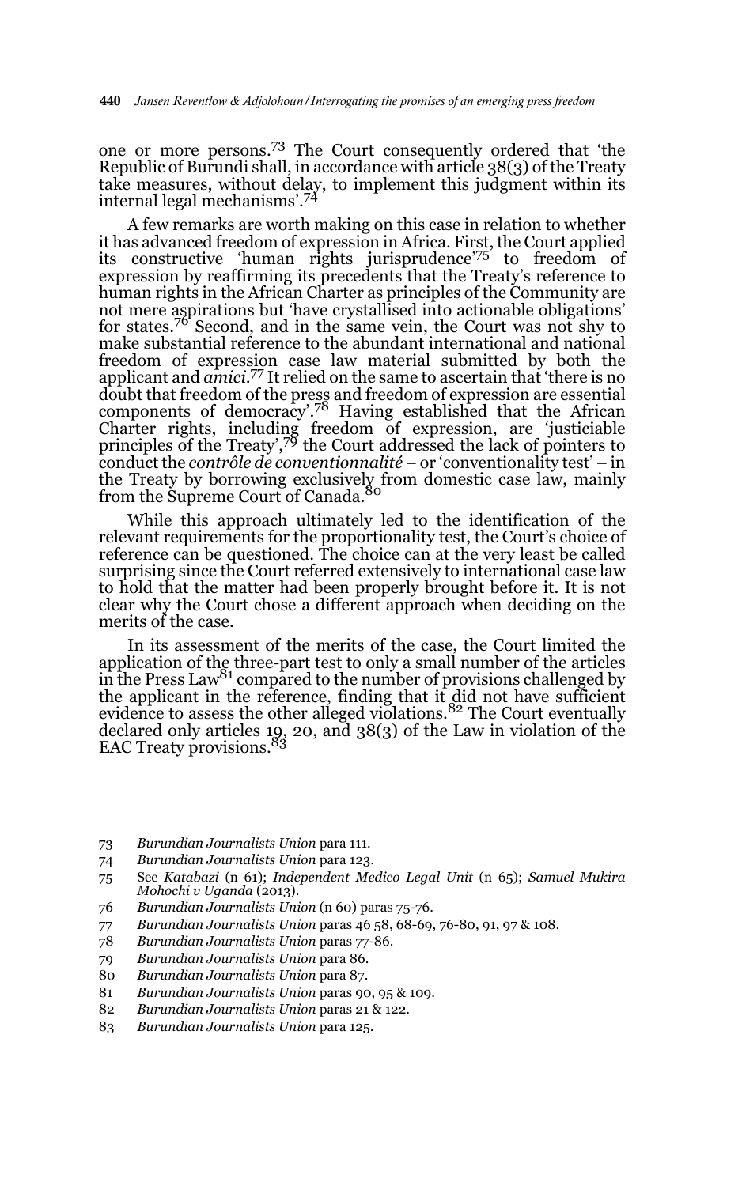one or more persons.[73] The Court consequently ordered that 'the Republic of Burundi shall, in accordance with article 38(3) of the Treaty take measures, without delay, to implement this judgment within its internal legal mechanisms'.[74]

A few remarks are worth making on this case in relation to whether it has advanced freedom of expression in Africa. First, the Court applied its constructive 'human rights jurisprudence'[75] to freedom of expression by reaffirming its precedents that the Treaty's reference to human rights in the African Charter as principles of the Community are not mere aspirations but 'have crystallised into actionable obligations' for states.[76] Second, and in the same vein, the Court was not shy to make substantial reference to the abundant international and national freedom of expression case law material submitted by both the applicant and *amici*.[77] It relied on the same to ascertain that 'there is no doubt that freedom of the press and freedom of expression are essential components of democracy'.[78] Having established that the African Charter rights, including freedom of expression, are 'justiciable principles of the Treaty',[79] the Court addressed the lack of pointers to conduct the *contrôle de conventionnalité* – or 'conventionality test' – in the Treaty by borrowing exclusively from domestic case law, mainly from the Supreme Court of Canada.[80]

While this approach ultimately led to the identification of the relevant requirements for the proportionality test, the Court's choice of reference can be questioned. The choice can at the very least be called surprising since the Court referred extensively to international case law to hold that the matter had been properly brought before it. It is not clear why the Court chose a different approach when deciding on the merits of the case.

In its assessment of the merits of the case, the Court limited the application of the three-part test to only a small number of the articles in the Press Law[81] compared to the number of provisions challenged by the applicant in the reference, finding that it did not have sufficient evidence to assess the other alleged violations.[82] The Court eventually declared only articles 19, 20, and 38(3) of the Law in violation of the EAC Treaty provisions.[83]

73 *Burundian Journalists Union* para 111.

74 *Burundian Journalists Union* para 123.

75 See *Katabazi* (n 61); *Independent Medico Legal Unit* (n 65); *Samuel Mukira Mohochi v Uganda* (2013).

76 *Burundian Journalists Union* (n 60) paras 75-76.

77 *Burundian Journalists Union* paras 46 58, 68-69, 76-80, 91, 97 & 108.

78 *Burundian Journalists Union* paras 77-86.

79 *Burundian Journalists Union* para 86.

80 *Burundian Journalists Union* para 87.

81 *Burundian Journalists Union* paras 90, 95 & 109.

82 *Burundian Journalists Union* paras 21 & 122.

83 *Burundian Journalists Union* para 125.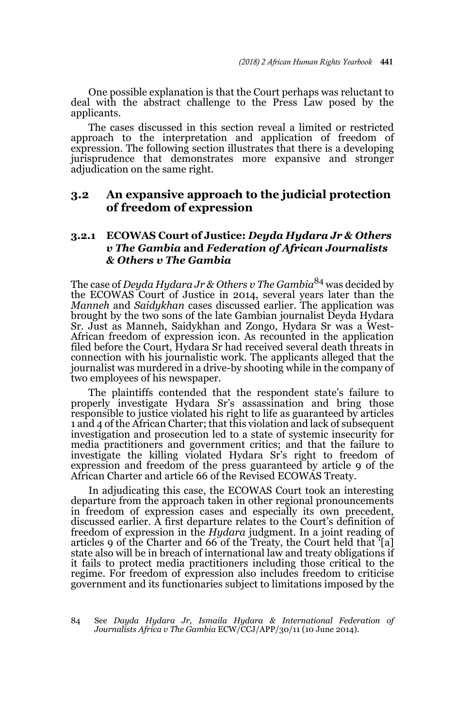One possible explanation is that the Court perhaps was reluctant to deal with the abstract challenge to the Press Law posed by the applicants.

The cases discussed in this section reveal a limited or restricted approach to the interpretation and application of freedom of expression. The following section illustrates that there is a developing jurisprudence that demonstrates more expansive and stronger adjudication on the same right.

## 3.2 An expansive approach to the judicial protection of freedom of expression

### 3.2.1 ECOWAS Court of Justice: *Deyda Hydara Jr & Others v The Gambia* and *Federation of African Journalists & Others v The Gambia*

The case of *Deyda Hydara Jr & Others v The Gambia*[84] was decided by the ECOWAS Court of Justice in 2014, several years later than the *Manneh* and *Saidykhan* cases discussed earlier. The application was brought by the two sons of the late Gambian journalist Deyda Hydara Sr. Just as Manneh, Saidykhan and Zongo, Hydara Sr was a West-African freedom of expression icon. As recounted in the application filed before the Court, Hydara Sr had received several death threats in connection with his journalistic work. The applicants alleged that the journalist was murdered in a drive-by shooting while in the company of two employees of his newspaper.

The plaintiffs contended that the respondent state's failure to properly investigate Hydara Sr's assassination and bring those responsible to justice violated his right to life as guaranteed by articles 1 and 4 of the African Charter; that this violation and lack of subsequent investigation and prosecution led to a state of systemic insecurity for media practitioners and government critics; and that the failure to investigate the killing violated Hydara Sr's right to freedom of expression and freedom of the press guaranteed by article 9 of the African Charter and article 66 of the Revised ECOWAS Treaty.

In adjudicating this case, the ECOWAS Court took an interesting departure from the approach taken in other regional pronouncements in freedom of expression cases and especially its own precedent, discussed earlier. A first departure relates to the Court's definition of freedom of expression in the *Hydara* judgment. In a joint reading of articles 9 of the Charter and 66 of the Treaty, the Court held that '[a] state also will be in breach of international law and treaty obligations if it fails to protect media practitioners including those critical to the regime. For freedom of expression also includes freedom to criticise government and its functionaries subject to limitations imposed by the

84 See *Dayda Hydara Jr, Ismaila Hydara & International Federation of Journalists Africa v The Gambia* ECW/CCJ/APP/30/11 (10 June 2014).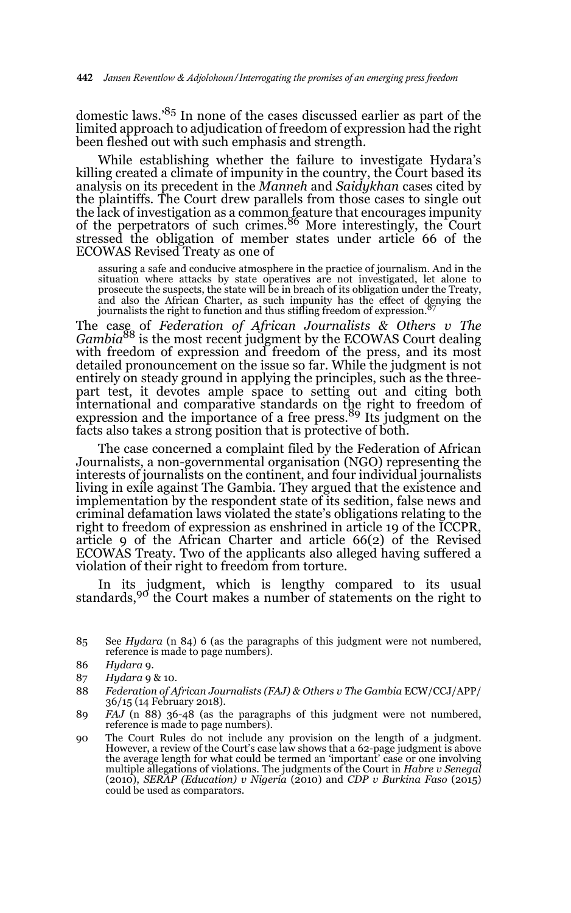domestic laws.'[85] In none of the cases discussed earlier as part of the limited approach to adjudication of freedom of expression had the right been fleshed out with such emphasis and strength.

While establishing whether the failure to investigate Hydara's killing created a climate of impunity in the country, the Court based its analysis on its precedent in the *Manneh* and *Saidykhan* cases cited by the plaintiffs. The Court drew parallels from those cases to single out the lack of investigation as a common feature that encourages impunity of the perpetrators of such crimes.[86] More interestingly, the Court stressed the obligation of member states under article 66 of the ECOWAS Revised Treaty as one of

> assuring a safe and conducive atmosphere in the practice of journalism. And in the situation where attacks by state operatives are not investigated, let alone to prosecute the suspects, the state will be in breach of its obligation under the Treaty, and also the African Charter, as such impunity has the effect of denying the journalists the right to function and thus stifling freedom of expression.[87]

The case of *Federation of African Journalists & Others v The Gambia*[88] is the most recent judgment by the ECOWAS Court dealing with freedom of expression and freedom of the press, and its most detailed pronouncement on the issue so far. While the judgment is not entirely on steady ground in applying the principles, such as the three-part test, it devotes ample space to setting out and citing both international and comparative standards on the right to freedom of expression and the importance of a free press.[89] Its judgment on the facts also takes a strong position that is protective of both.

The case concerned a complaint filed by the Federation of African Journalists, a non-governmental organisation (NGO) representing the interests of journalists on the continent, and four individual journalists living in exile against The Gambia. They argued that the existence and implementation by the respondent state of its sedition, false news and criminal defamation laws violated the state's obligations relating to the right to freedom of expression as enshrined in article 19 of the ICCPR, article 9 of the African Charter and article 66(2) of the Revised ECOWAS Treaty. Two of the applicants also alleged having suffered a violation of their right to freedom from torture.

In its judgment, which is lengthy compared to its usual standards,[90] the Court makes a number of statements on the right to

---

85 See *Hydara* (n 84) 6 (as the paragraphs of this judgment were not numbered, reference is made to page numbers).

86 *Hydara* 9.

87 *Hydara* 9 & 10.

88 *Federation of African Journalists (FAJ) & Others v The Gambia* ECW/CCJ/APP/36/15 (14 February 2018).

89 *FAJ* (n 88) 36-48 (as the paragraphs of this judgment were not numbered, reference is made to page numbers).

90 The Court Rules do not include any provision on the length of a judgment. However, a review of the Court's case law shows that a 62-page judgment is above the average length for what could be termed an 'important' case or one involving multiple allegations of violations. The judgments of the Court in *Habre v Senegal* (2010), *SERAP (Education) v Nigeria* (2010) and *CDP v Burkina Faso* (2015) could be used as comparators.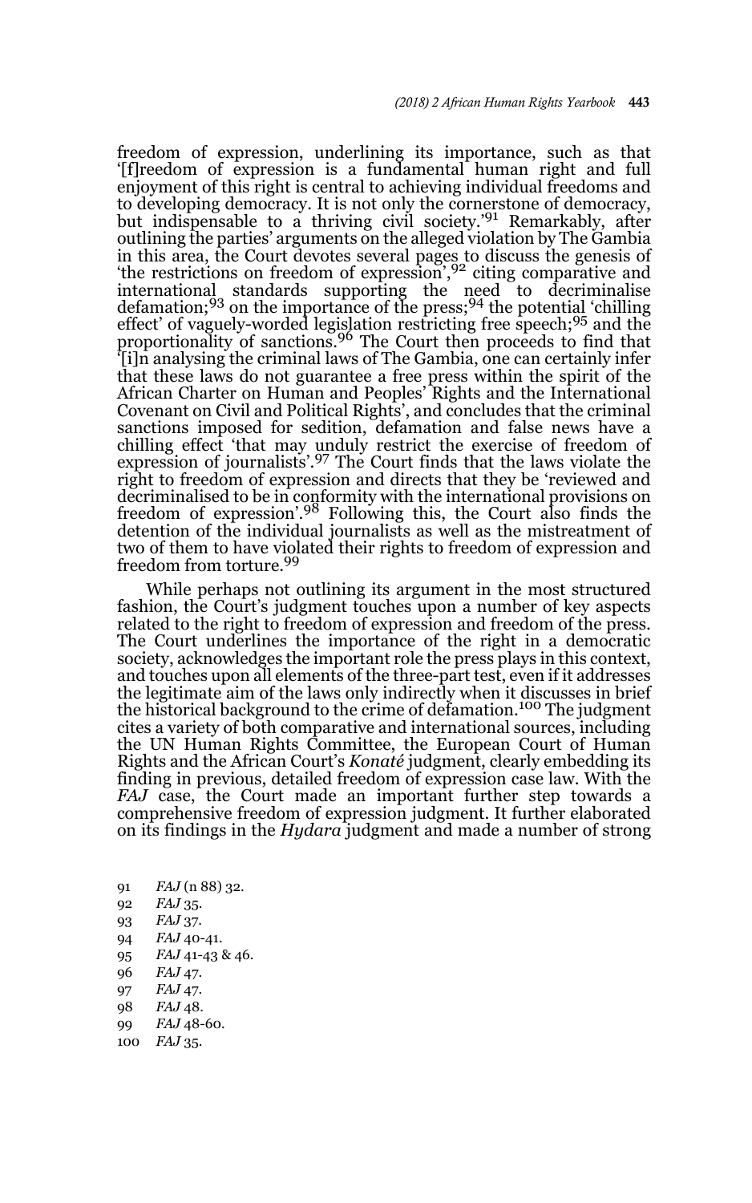freedom of expression, underlining its importance, such as that '[f]reedom of expression is a fundamental human right and full enjoyment of this right is central to achieving individual freedoms and to developing democracy. It is not only the cornerstone of democracy, but indispensable to a thriving civil society.'[91] Remarkably, after outlining the parties' arguments on the alleged violation by The Gambia in this area, the Court devotes several pages to discuss the genesis of 'the restrictions on freedom of expression',[92] citing comparative and international standards supporting the need to decriminalise defamation;[93] on the importance of the press;[94] the potential 'chilling effect' of vaguely-worded legislation restricting free speech;[95] and the proportionality of sanctions.[96] The Court then proceeds to find that '[i]n analysing the criminal laws of The Gambia, one can certainly infer that these laws do not guarantee a free press within the spirit of the African Charter on Human and Peoples' Rights and the International Covenant on Civil and Political Rights', and concludes that the criminal sanctions imposed for sedition, defamation and false news have a chilling effect 'that may unduly restrict the exercise of freedom of expression of journalists'.[97] The Court finds that the laws violate the right to freedom of expression and directs that they be 'reviewed and decriminalised to be in conformity with the international provisions on freedom of expression'.[98] Following this, the Court also finds the detention of the individual journalists as well as the mistreatment of two of them to have violated their rights to freedom of expression and freedom from torture.[99]

While perhaps not outlining its argument in the most structured fashion, the Court's judgment touches upon a number of key aspects related to the right to freedom of expression and freedom of the press. The Court underlines the importance of the right in a democratic society, acknowledges the important role the press plays in this context, and touches upon all elements of the three-part test, even if it addresses the legitimate aim of the laws only indirectly when it discusses in brief the historical background to the crime of defamation.[100] The judgment cites a variety of both comparative and international sources, including the UN Human Rights Committee, the European Court of Human Rights and the African Court's *Konaté* judgment, clearly embedding its finding in previous, detailed freedom of expression case law. With the *FAJ* case, the Court made an important further step towards a comprehensive freedom of expression judgment. It further elaborated on its findings in the *Hydara* judgment and made a number of strong

91 *FAJ* (n 88) 32.
92 *FAJ* 35.
93 *FAJ* 37.
94 *FAJ* 40-41.
95 *FAJ* 41-43 & 46.
96 *FAJ* 47.
97 *FAJ* 47.
98 *FAJ* 48.
99 *FAJ* 48-60.
100 *FAJ* 35.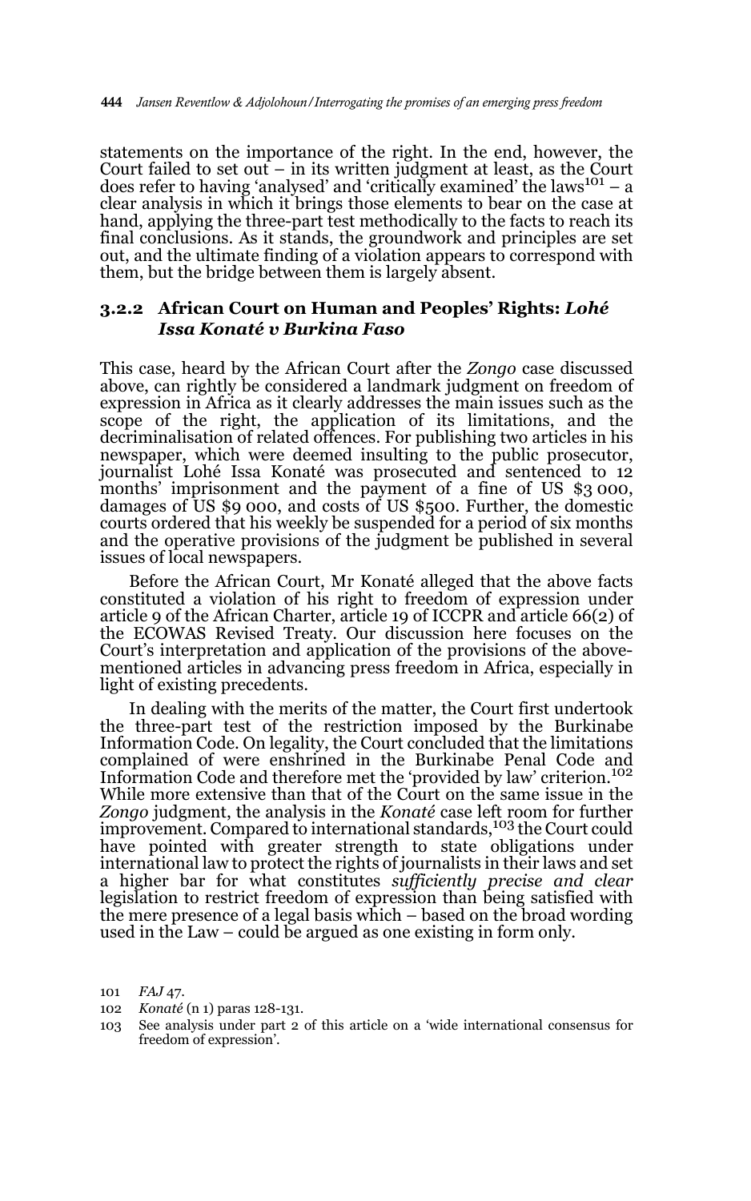statements on the importance of the right. In the end, however, the Court failed to set out – in its written judgment at least, as the Court does refer to having 'analysed' and 'critically examined' the laws[101] – a clear analysis in which it brings those elements to bear on the case at hand, applying the three-part test methodically to the facts to reach its final conclusions. As it stands, the groundwork and principles are set out, and the ultimate finding of a violation appears to correspond with them, but the bridge between them is largely absent.

### 3.2.2 African Court on Human and Peoples' Rights: *Lohé Issa Konaté v Burkina Faso*

This case, heard by the African Court after the *Zongo* case discussed above, can rightly be considered a landmark judgment on freedom of expression in Africa as it clearly addresses the main issues such as the scope of the right, the application of its limitations, and the decriminalisation of related offences. For publishing two articles in his newspaper, which were deemed insulting to the public prosecutor, journalist Lohé Issa Konaté was prosecuted and sentenced to 12 months' imprisonment and the payment of a fine of US $3 000, damages of US $9 000, and costs of US $500. Further, the domestic courts ordered that his weekly be suspended for a period of six months and the operative provisions of the judgment be published in several issues of local newspapers.

Before the African Court, Mr Konaté alleged that the above facts constituted a violation of his right to freedom of expression under article 9 of the African Charter, article 19 of ICCPR and article 66(2) of the ECOWAS Revised Treaty. Our discussion here focuses on the Court's interpretation and application of the provisions of the above-mentioned articles in advancing press freedom in Africa, especially in light of existing precedents.

In dealing with the merits of the matter, the Court first undertook the three-part test of the restriction imposed by the Burkinabe Information Code. On legality, the Court concluded that the limitations complained of were enshrined in the Burkinabe Penal Code and Information Code and therefore met the 'provided by law' criterion.[102] While more extensive than that of the Court on the same issue in the *Zongo* judgment, the analysis in the *Konaté* case left room for further improvement. Compared to international standards,[103] the Court could have pointed with greater strength to state obligations under international law to protect the rights of journalists in their laws and set a higher bar for what constitutes *sufficiently precise and clear* legislation to restrict freedom of expression than being satisfied with the mere presence of a legal basis which – based on the broad wording used in the Law – could be argued as one existing in form only.

101 *FAJ* 47.

102 *Konaté* (n 1) paras 128-131.

103 See analysis under part 2 of this article on a 'wide international consensus for freedom of expression'.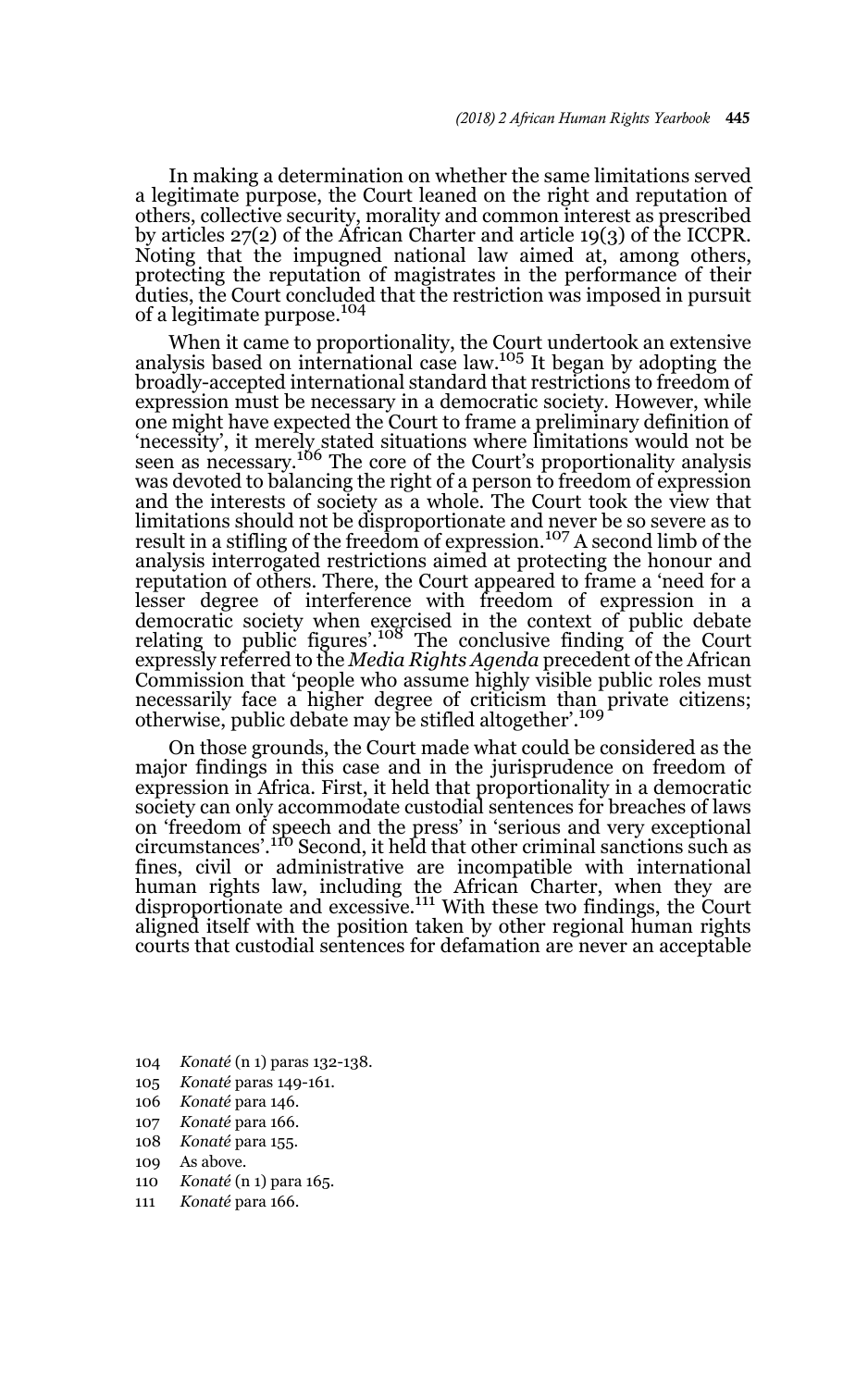In making a determination on whether the same limitations served a legitimate purpose, the Court leaned on the right and reputation of others, collective security, morality and common interest as prescribed by articles 27(2) of the African Charter and article 19(3) of the ICCPR. Noting that the impugned national law aimed at, among others, protecting the reputation of magistrates in the performance of their duties, the Court concluded that the restriction was imposed in pursuit of a legitimate purpose.[104]

When it came to proportionality, the Court undertook an extensive analysis based on international case law.[105] It began by adopting the broadly-accepted international standard that restrictions to freedom of expression must be necessary in a democratic society. However, while one might have expected the Court to frame a preliminary definition of 'necessity', it merely stated situations where limitations would not be seen as necessary.[106] The core of the Court's proportionality analysis was devoted to balancing the right of a person to freedom of expression and the interests of society as a whole. The Court took the view that limitations should not be disproportionate and never be so severe as to result in a stifling of the freedom of expression.[107] A second limb of the analysis interrogated restrictions aimed at protecting the honour and reputation of others. There, the Court appeared to frame a 'need for a lesser degree of interference with freedom of expression in a democratic society when exercised in the context of public debate relating to public figures'.[108] The conclusive finding of the Court expressly referred to the *Media Rights Agenda* precedent of the African Commission that 'people who assume highly visible public roles must necessarily face a higher degree of criticism than private citizens; otherwise, public debate may be stifled altogether'.[109]

On those grounds, the Court made what could be considered as the major findings in this case and in the jurisprudence on freedom of expression in Africa. First, it held that proportionality in a democratic society can only accommodate custodial sentences for breaches of laws on 'freedom of speech and the press' in 'serious and very exceptional circumstances'.[110] Second, it held that other criminal sanctions such as fines, civil or administrative are incompatible with international human rights law, including the African Charter, when they are disproportionate and excessive.[111] With these two findings, the Court aligned itself with the position taken by other regional human rights courts that custodial sentences for defamation are never an acceptable

104 *Konaté* (n 1) paras 132-138.

105 *Konaté* paras 149-161.

106 *Konaté* para 146.

107 *Konaté* para 166.

108 *Konaté* para 155.

109 As above.

110 *Konaté* (n 1) para 165.

111 *Konaté* para 166.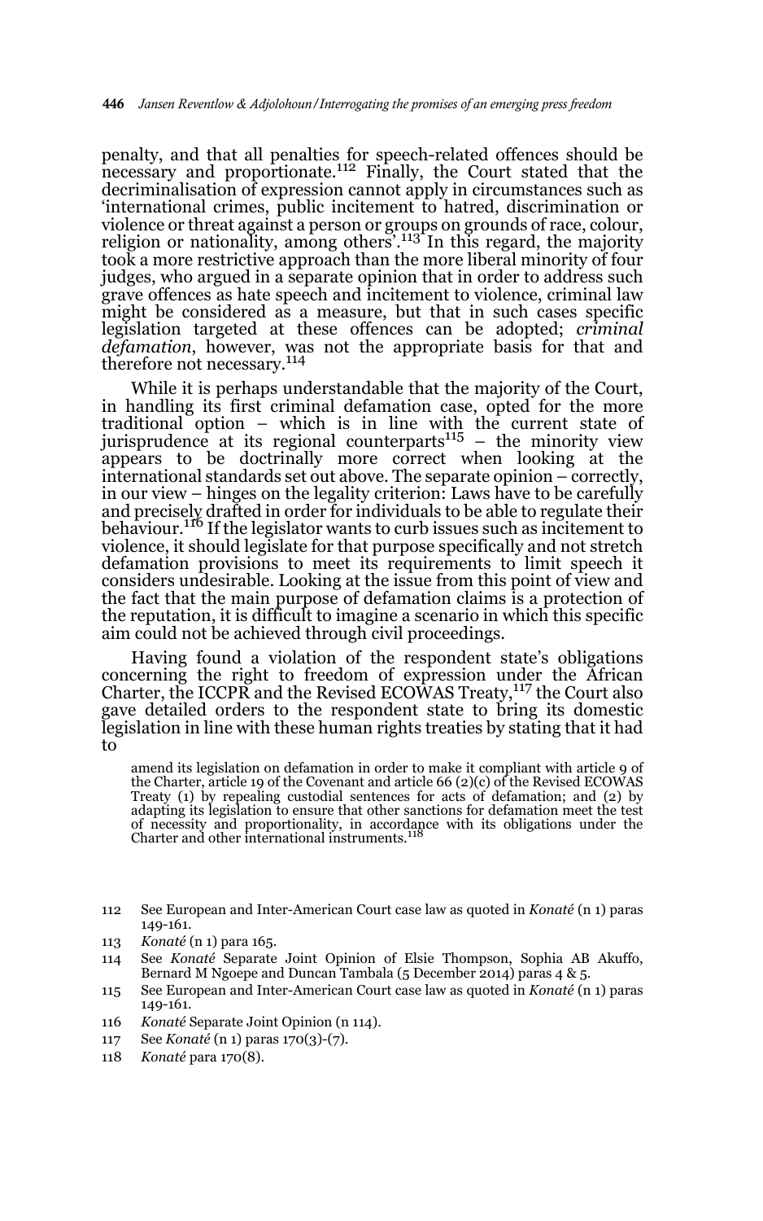penalty, and that all penalties for speech-related offences should be necessary and proportionate.[112] Finally, the Court stated that the decriminalisation of expression cannot apply in circumstances such as 'international crimes, public incitement to hatred, discrimination or violence or threat against a person or groups on grounds of race, colour, religion or nationality, among others'.[113] In this regard, the majority took a more restrictive approach than the more liberal minority of four judges, who argued in a separate opinion that in order to address such grave offences as hate speech and incitement to violence, criminal law might be considered as a measure, but that in such cases specific legislation targeted at these offences can be adopted; *criminal defamation*, however, was not the appropriate basis for that and therefore not necessary.[114]

While it is perhaps understandable that the majority of the Court, in handling its first criminal defamation case, opted for the more traditional option – which is in line with the current state of jurisprudence at its regional counterparts[115] – the minority view appears to be doctrinally more correct when looking at the international standards set out above. The separate opinion – correctly, in our view – hinges on the legality criterion: Laws have to be carefully and precisely drafted in order for individuals to be able to regulate their behaviour.[116] If the legislator wants to curb issues such as incitement to violence, it should legislate for that purpose specifically and not stretch defamation provisions to meet its requirements to limit speech it considers undesirable. Looking at the issue from this point of view and the fact that the main purpose of defamation claims is a protection of the reputation, it is difficult to imagine a scenario in which this specific aim could not be achieved through civil proceedings.

Having found a violation of the respondent state's obligations concerning the right to freedom of expression under the African Charter, the ICCPR and the Revised ECOWAS Treaty,[117] the Court also gave detailed orders to the respondent state to bring its domestic legislation in line with these human rights treaties by stating that it had to

> amend its legislation on defamation in order to make it compliant with article 9 of the Charter, article 19 of the Covenant and article 66 (2)(c) of the Revised ECOWAS Treaty (1) by repealing custodial sentences for acts of defamation; and (2) by adapting its legislation to ensure that other sanctions for defamation meet the test of necessity and proportionality, in accordance with its obligations under the Charter and other international instruments.[118]

---

112 See European and Inter-American Court case law as quoted in *Konaté* (n 1) paras 149-161.

113 *Konaté* (n 1) para 165.

114 See *Konaté* Separate Joint Opinion of Elsie Thompson, Sophia AB Akuffo, Bernard M Ngoepe and Duncan Tambala (5 December 2014) paras 4 & 5.

115 See European and Inter-American Court case law as quoted in *Konaté* (n 1) paras 149-161.

116 *Konaté* Separate Joint Opinion (n 114).

117 See *Konaté* (n 1) paras 170(3)-(7).

118 *Konaté* para 170(8).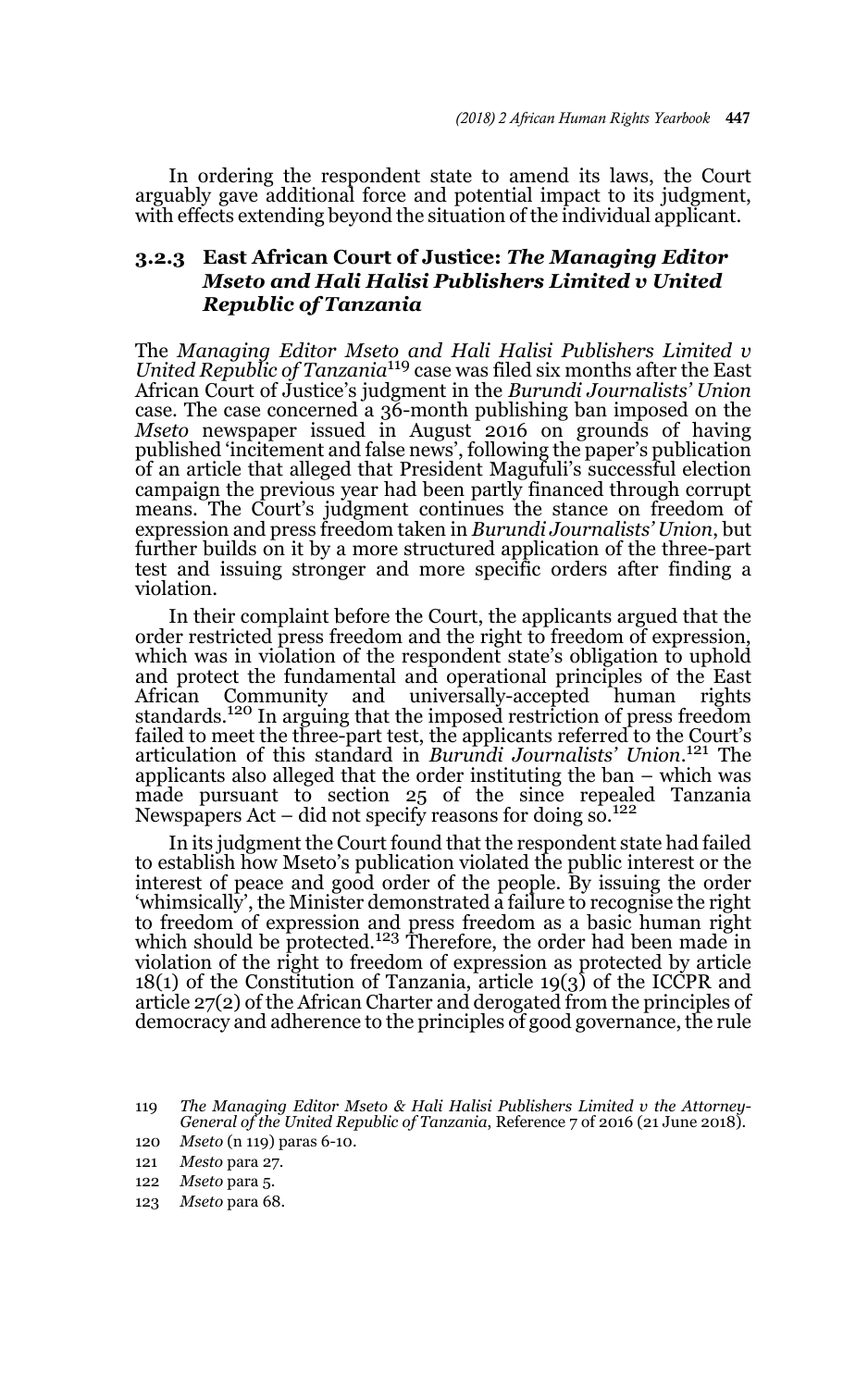In ordering the respondent state to amend its laws, the Court arguably gave additional force and potential impact to its judgment, with effects extending beyond the situation of the individual applicant.

### 3.2.3 East African Court of Justice: *The Managing Editor Mseto and Hali Halisi Publishers Limited v United Republic of Tanzania*

The *Managing Editor Mseto and Hali Halisi Publishers Limited v United Republic of Tanzania*[119] case was filed six months after the East African Court of Justice's judgment in the *Burundi Journalists' Union* case. The case concerned a 36-month publishing ban imposed on the *Mseto* newspaper issued in August 2016 on grounds of having published 'incitement and false news', following the paper's publication of an article that alleged that President Magufuli's successful election campaign the previous year had been partly financed through corrupt means. The Court's judgment continues the stance on freedom of expression and press freedom taken in *Burundi Journalists' Union*, but further builds on it by a more structured application of the three-part test and issuing stronger and more specific orders after finding a violation.

In their complaint before the Court, the applicants argued that the order restricted press freedom and the right to freedom of expression, which was in violation of the respondent state's obligation to uphold and protect the fundamental and operational principles of the East African Community and universally-accepted human rights standards.[120] In arguing that the imposed restriction of press freedom failed to meet the three-part test, the applicants referred to the Court's articulation of this standard in *Burundi Journalists' Union*.[121] The applicants also alleged that the order instituting the ban – which was made pursuant to section 25 of the since repealed Tanzania Newspapers Act – did not specify reasons for doing so.[122]

In its judgment the Court found that the respondent state had failed to establish how Mseto's publication violated the public interest or the interest of peace and good order of the people. By issuing the order 'whimsically', the Minister demonstrated a failure to recognise the right to freedom of expression and press freedom as a basic human right which should be protected.[123] Therefore, the order had been made in violation of the right to freedom of expression as protected by article 18(1) of the Constitution of Tanzania, article 19(3) of the ICCPR and article 27(2) of the African Charter and derogated from the principles of democracy and adherence to the principles of good governance, the rule

---

119 *The Managing Editor Mseto & Hali Halisi Publishers Limited v the Attorney-General of the United Republic of Tanzania*, Reference 7 of 2016 (21 June 2018).

120 *Mseto* (n 119) paras 6-10.

121 *Mesto* para 27.

122 *Mseto* para 5.

123 *Mseto* para 68.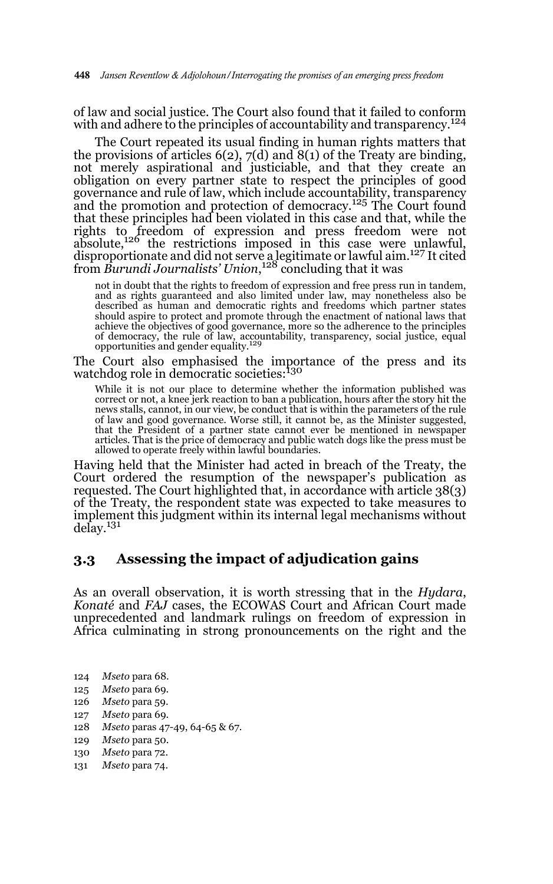of law and social justice. The Court also found that it failed to conform with and adhere to the principles of accountability and transparency.[124]

The Court repeated its usual finding in human rights matters that the provisions of articles 6(2), 7(d) and 8(1) of the Treaty are binding, not merely aspirational and justiciable, and that they create an obligation on every partner state to respect the principles of good governance and rule of law, which include accountability, transparency and the promotion and protection of democracy.[125] The Court found that these principles had been violated in this case and that, while the rights to freedom of expression and press freedom were not absolute,[126] the restrictions imposed in this case were unlawful, disproportionate and did not serve a legitimate or lawful aim.[127] It cited from *Burundi Journalists' Union*,[128] concluding that it was

> not in doubt that the rights to freedom of expression and free press run in tandem, and as rights guaranteed and also limited under law, may nonetheless also be described as human and democratic rights and freedoms which partner states should aspire to protect and promote through the enactment of national laws that achieve the objectives of good governance, more so the adherence to the principles of democracy, the rule of law, accountability, transparency, social justice, equal opportunities and gender equality.[129]

The Court also emphasised the importance of the press and its watchdog role in democratic societies:[130]

> While it is not our place to determine whether the information published was correct or not, a knee jerk reaction to ban a publication, hours after the story hit the news stalls, cannot, in our view, be conduct that is within the parameters of the rule of law and good governance. Worse still, it cannot be, as the Minister suggested, that the President of a partner state cannot ever be mentioned in newspaper articles. That is the price of democracy and public watch dogs like the press must be allowed to operate freely within lawful boundaries.

Having held that the Minister had acted in breach of the Treaty, the Court ordered the resumption of the newspaper's publication as requested. The Court highlighted that, in accordance with article 38(3) of the Treaty, the respondent state was expected to take measures to implement this judgment within its internal legal mechanisms without delay.[131]

## 3.3 Assessing the impact of adjudication gains

As an overall observation, it is worth stressing that in the *Hydara*, *Konaté* and *FAJ* cases, the ECOWAS Court and African Court made unprecedented and landmark rulings on freedom of expression in Africa culminating in strong pronouncements on the right and the

124 *Mseto* para 68.
125 *Mseto* para 69.
126 *Mseto* para 59.
127 *Mseto* para 69.
128 *Mseto* paras 47-49, 64-65 & 67.
129 *Mseto* para 50.
130 *Mseto* para 72.
131 *Mseto* para 74.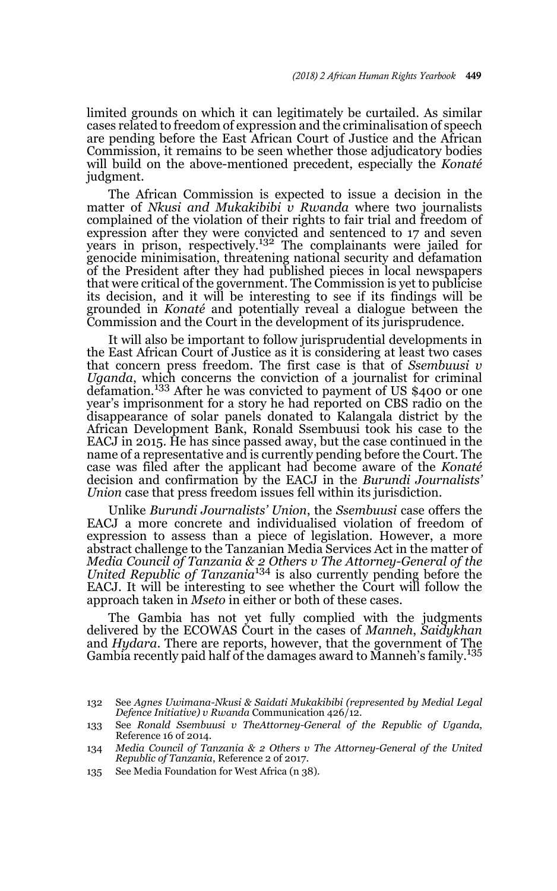limited grounds on which it can legitimately be curtailed. As similar cases related to freedom of expression and the criminalisation of speech are pending before the East African Court of Justice and the African Commission, it remains to be seen whether those adjudicatory bodies will build on the above-mentioned precedent, especially the *Konaté* judgment.

The African Commission is expected to issue a decision in the matter of *Nkusi and Mukakibibi v Rwanda* where two journalists complained of the violation of their rights to fair trial and freedom of expression after they were convicted and sentenced to 17 and seven years in prison, respectively.[132] The complainants were jailed for genocide minimisation, threatening national security and defamation of the President after they had published pieces in local newspapers that were critical of the government. The Commission is yet to publicise its decision, and it will be interesting to see if its findings will be grounded in *Konaté* and potentially reveal a dialogue between the Commission and the Court in the development of its jurisprudence.

It will also be important to follow jurisprudential developments in the East African Court of Justice as it is considering at least two cases that concern press freedom. The first case is that of *Ssembuusi v Uganda*, which concerns the conviction of a journalist for criminal defamation.[133] After he was convicted to payment of US $400 or one year's imprisonment for a story he had reported on CBS radio on the disappearance of solar panels donated to Kalangala district by the African Development Bank, Ronald Ssembuusi took his case to the EACJ in 2015. He has since passed away, but the case continued in the name of a representative and is currently pending before the Court. The case was filed after the applicant had become aware of the *Konaté* decision and confirmation by the EACJ in the *Burundi Journalists' Union* case that press freedom issues fell within its jurisdiction.

Unlike *Burundi Journalists' Union*, the *Ssembuusi* case offers the EACJ a more concrete and individualised violation of freedom of expression to assess than a piece of legislation. However, a more abstract challenge to the Tanzanian Media Services Act in the matter of *Media Council of Tanzania & 2 Others v The Attorney-General of the United Republic of Tanzania*[134] is also currently pending before the EACJ. It will be interesting to see whether the Court will follow the approach taken in *Mseto* in either or both of these cases.

The Gambia has not yet fully complied with the judgments delivered by the ECOWAS Court in the cases of *Manneh*, *Saidykhan* and *Hydara*. There are reports, however, that the government of The Gambia recently paid half of the damages award to Manneh's family.[135]

---

132 See *Agnes Uwimana-Nkusi & Saidati Mukakibibi (represented by Medial Legal Defence Initiative) v Rwanda* Communication 426/12.

133 See *Ronald Ssembuusi v TheAttorney-General of the Republic of Uganda*, Reference 16 of 2014.

134 *Media Council of Tanzania & 2 Others v The Attorney-General of the United Republic of Tanzania*, Reference 2 of 2017.

135 See Media Foundation for West Africa (n 38).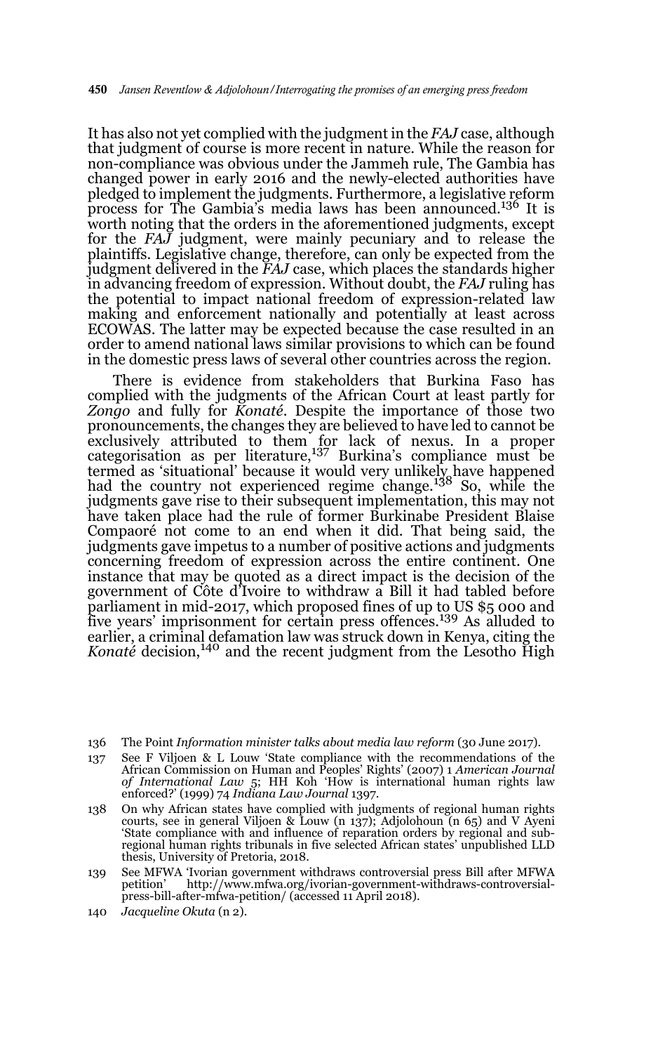It has also not yet complied with the judgment in the *FAJ* case, although that judgment of course is more recent in nature. While the reason for non-compliance was obvious under the Jammeh rule, The Gambia has changed power in early 2016 and the newly-elected authorities have pledged to implement the judgments. Furthermore, a legislative reform process for The Gambia's media laws has been announced.[136] It is worth noting that the orders in the aforementioned judgments, except for the *FAJ* judgment, were mainly pecuniary and to release the plaintiffs. Legislative change, therefore, can only be expected from the judgment delivered in the *FAJ* case, which places the standards higher in advancing freedom of expression. Without doubt, the *FAJ* ruling has the potential to impact national freedom of expression-related law making and enforcement nationally and potentially at least across ECOWAS. The latter may be expected because the case resulted in an order to amend national laws similar provisions to which can be found in the domestic press laws of several other countries across the region.

There is evidence from stakeholders that Burkina Faso has complied with the judgments of the African Court at least partly for *Zongo* and fully for *Konaté*. Despite the importance of those two pronouncements, the changes they are believed to have led to cannot be exclusively attributed to them for lack of nexus. In a proper categorisation as per literature,[137] Burkina's compliance must be termed as 'situational' because it would very unlikely have happened had the country not experienced regime change.[138] So, while the judgments gave rise to their subsequent implementation, this may not have taken place had the rule of former Burkinabe President Blaise Compaoré not come to an end when it did. That being said, the judgments gave impetus to a number of positive actions and judgments concerning freedom of expression across the entire continent. One instance that may be quoted as a direct impact is the decision of the government of Côte d'Ivoire to withdraw a Bill it had tabled before parliament in mid-2017, which proposed fines of up to US $5 000 and five years' imprisonment for certain press offences.[139] As alluded to earlier, a criminal defamation law was struck down in Kenya, citing the *Konaté* decision,[140] and the recent judgment from the Lesotho High

---

136 The Point *Information minister talks about media law reform* (30 June 2017).

137 See F Viljoen & L Louw 'State compliance with the recommendations of the African Commission on Human and Peoples' Rights' (2007) 1 *American Journal of International Law* 5; HH Koh 'How is international human rights law enforced?' (1999) 74 *Indiana Law Journal* 1397.

138 On why African states have complied with judgments of regional human rights courts, see in general Viljoen & Louw (n 137); Adjolohoun (n 65) and V Ayeni 'State compliance with and influence of reparation orders by regional and sub-regional human rights tribunals in five selected African states' unpublished LLD thesis, University of Pretoria, 2018.

139 See MFWA 'Ivorian government withdraws controversial press Bill after MFWA petition' http://www.mfwa.org/ivorian-government-withdraws-controversial-press-bill-after-mfwa-petition/ (accessed 11 April 2018).

140 *Jacqueline Okuta* (n 2).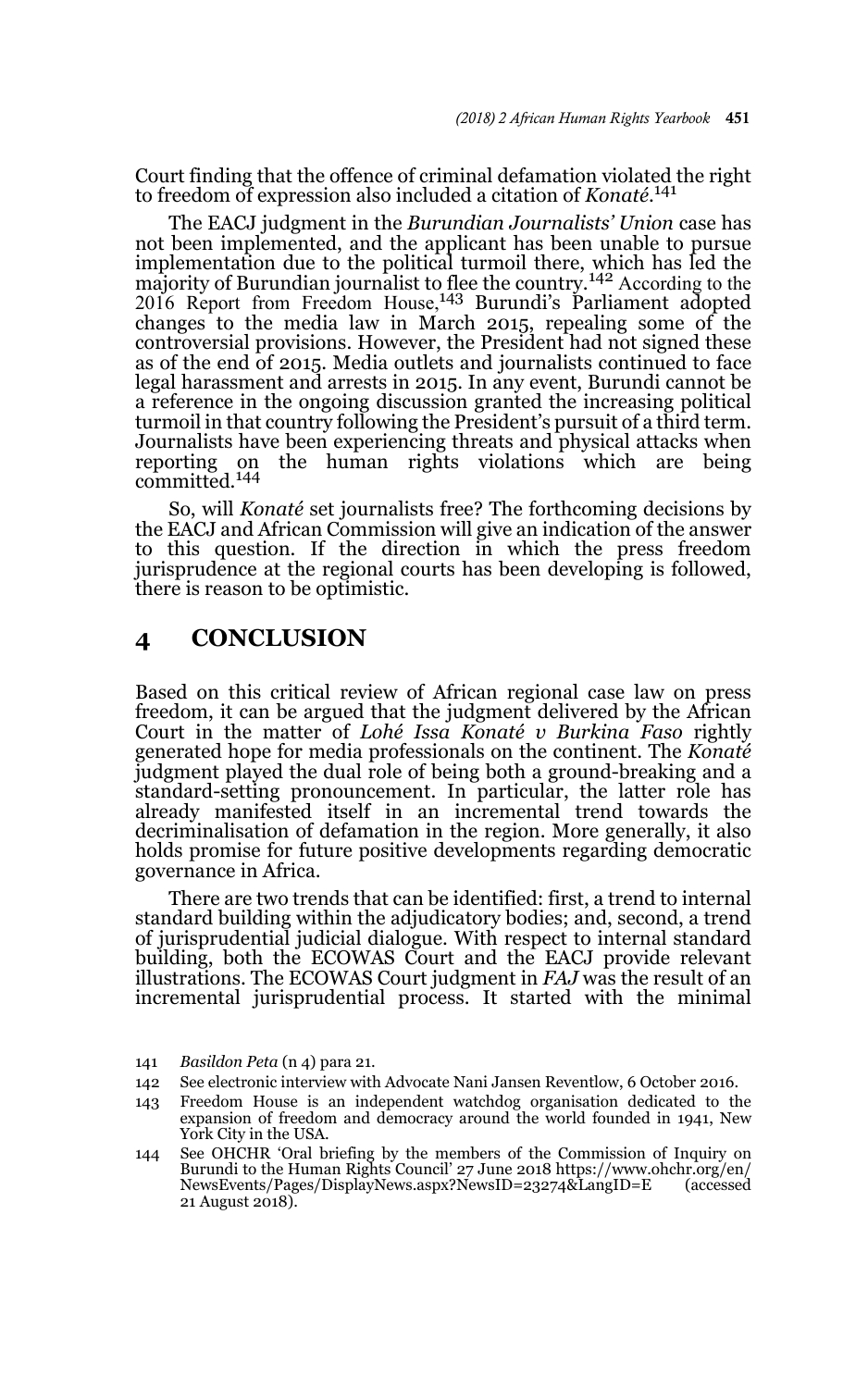Court finding that the offence of criminal defamation violated the right to freedom of expression also included a citation of *Konaté*.[141]

The EACJ judgment in the *Burundian Journalists' Union* case has not been implemented, and the applicant has been unable to pursue implementation due to the political turmoil there, which has led the majority of Burundian journalist to flee the country.[142] According to the 2016 Report from Freedom House,[143] Burundi's Parliament adopted changes to the media law in March 2015, repealing some of the controversial provisions. However, the President had not signed these as of the end of 2015. Media outlets and journalists continued to face legal harassment and arrests in 2015. In any event, Burundi cannot be a reference in the ongoing discussion granted the increasing political turmoil in that country following the President's pursuit of a third term. Journalists have been experiencing threats and physical attacks when reporting on the human rights violations which are being committed.[144]

So, will *Konaté* set journalists free? The forthcoming decisions by the EACJ and African Commission will give an indication of the answer to this question. If the direction in which the press freedom jurisprudence at the regional courts has been developing is followed, there is reason to be optimistic.

## 4 CONCLUSION

Based on this critical review of African regional case law on press freedom, it can be argued that the judgment delivered by the African Court in the matter of *Lohé Issa Konaté v Burkina Faso* rightly generated hope for media professionals on the continent. The *Konaté* judgment played the dual role of being both a ground-breaking and a standard-setting pronouncement. In particular, the latter role has already manifested itself in an incremental trend towards the decriminalisation of defamation in the region. More generally, it also holds promise for future positive developments regarding democratic governance in Africa.

There are two trends that can be identified: first, a trend to internal standard building within the adjudicatory bodies; and, second, a trend of jurisprudential judicial dialogue. With respect to internal standard building, both the ECOWAS Court and the EACJ provide relevant illustrations. The ECOWAS Court judgment in *FAJ* was the result of an incremental jurisprudential process. It started with the minimal

141 *Basildon Peta* (n 4) para 21.

142 See electronic interview with Advocate Nani Jansen Reventlow, 6 October 2016.

143 Freedom House is an independent watchdog organisation dedicated to the expansion of freedom and democracy around the world founded in 1941, New York City in the USA.

144 See OHCHR 'Oral briefing by the members of the Commission of Inquiry on Burundi to the Human Rights Council' 27 June 2018 https://www.ohchr.org/en/NewsEvents/Pages/DisplayNews.aspx?NewsID=23274&LangID=E (accessed 21 August 2018).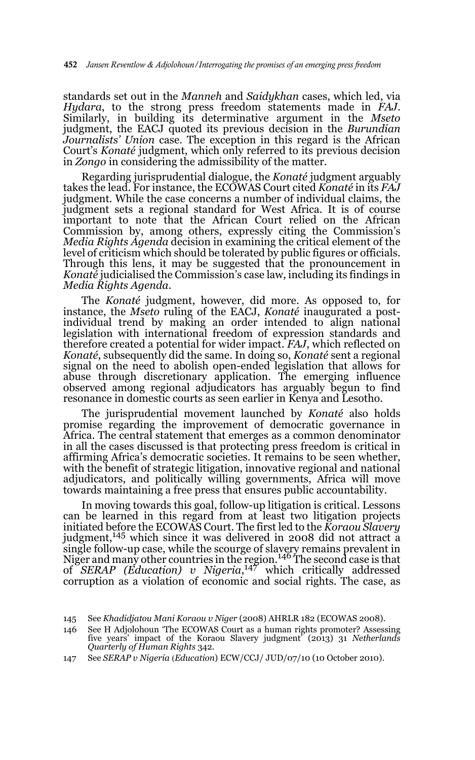standards set out in the *Manneh* and *Saidykhan* cases, which led, via *Hydara*, to the strong press freedom statements made in *FAJ*. Similarly, in building its determinative argument in the *Mseto* judgment, the EACJ quoted its previous decision in the *Burundian Journalists' Union* case. The exception in this regard is the African Court's *Konaté* judgment, which only referred to its previous decision in *Zongo* in considering the admissibility of the matter.

Regarding jurisprudential dialogue, the *Konaté* judgment arguably takes the lead. For instance, the ECOWAS Court cited *Konaté* in its *FAJ* judgment. While the case concerns a number of individual claims, the judgment sets a regional standard for West Africa. It is of course important to note that the African Court relied on the African Commission by, among others, expressly citing the Commission's *Media Rights Agenda* decision in examining the critical element of the level of criticism which should be tolerated by public figures or officials. Through this lens, it may be suggested that the pronouncement in *Konaté* judicialised the Commission's case law, including its findings in *Media Rights Agenda*.

The *Konaté* judgment, however, did more. As opposed to, for instance, the *Mseto* ruling of the EACJ, *Konaté* inaugurated a post-individual trend by making an order intended to align national legislation with international freedom of expression standards and therefore created a potential for wider impact. *FAJ*, which reflected on *Konaté*, subsequently did the same. In doing so, *Konaté* sent a regional signal on the need to abolish open-ended legislation that allows for abuse through discretionary application. The emerging influence observed among regional adjudicators has arguably begun to find resonance in domestic courts as seen earlier in Kenya and Lesotho.

The jurisprudential movement launched by *Konaté* also holds promise regarding the improvement of democratic governance in Africa. The central statement that emerges as a common denominator in all the cases discussed is that protecting press freedom is critical in affirming Africa's democratic societies. It remains to be seen whether, with the benefit of strategic litigation, innovative regional and national adjudicators, and politically willing governments, Africa will move towards maintaining a free press that ensures public accountability.

In moving towards this goal, follow-up litigation is critical. Lessons can be learned in this regard from at least two litigation projects initiated before the ECOWAS Court. The first led to the *Koraou Slavery* judgment,[145] which since it was delivered in 2008 did not attract a single follow-up case, while the scourge of slavery remains prevalent in Niger and many other countries in the region.[146] The second case is that of *SERAP (Education) v Nigeria*,[147] which critically addressed corruption as a violation of economic and social rights. The case, as

145 See *Khadidjatou Mani Koraou v Niger* (2008) AHRLR 182 (ECOWAS 2008).

146 See H Adjolohoun 'The ECOWAS Court as a human rights promoter? Assessing five years' impact of the Koraou Slavery judgment' (2013) 31 *Netherlands Quarterly of Human Rights* 342.

147 See *SERAP v Nigeria (Education)* ECW/CCJ/ JUD/07/10 (10 October 2010).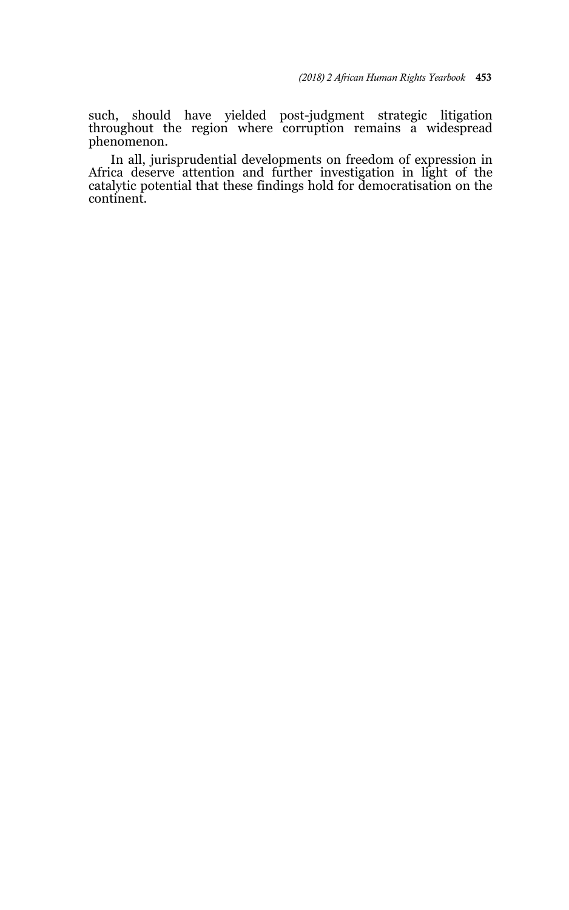such, should have yielded post-judgment strategic litigation throughout the region where corruption remains a widespread phenomenon.

In all, jurisprudential developments on freedom of expression in Africa deserve attention and further investigation in light of the catalytic potential that these findings hold for democratisation on the continent.